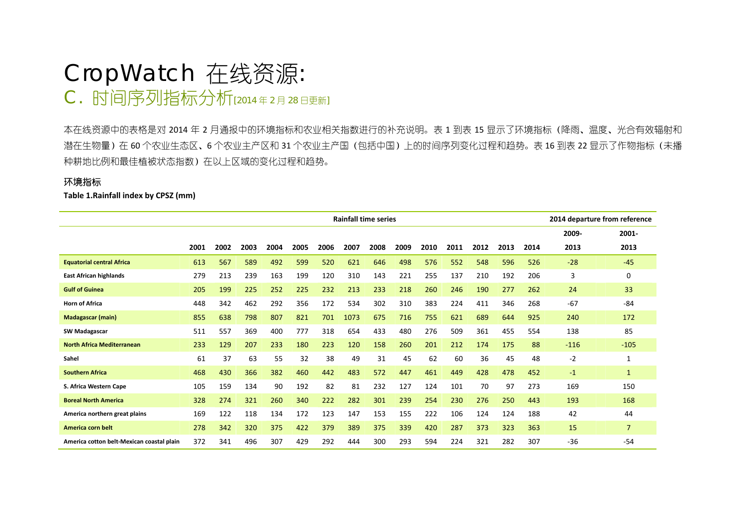# CropWatch 在线资源:

## C. 时间序列指标分析[2014 年 2 月 28 日更新]

本在线资源中的表格是对 2014 年 2 月通报中的环境指标和农业相关指数进行的补充说明。表 1 到表 15 显示了环境指标（降雨、温度、光合有效辐射和潜在生物量）在 60 个农业生态区、6 个农业主产区和 31 个农业主产国（包括中国）上的时间序列变化过程和趋势。表 16 到表 22 显示了作物指标（未播种耕地比例和最佳植被状态指数）在以上区域的变化过程和趋势。

### 环境指标

**Table 1.Rainfall index by CPSZ (mm)**

| | Rainfall time series | | | | | | | | | | | | | | 2014 departure from reference | |
|---|---|---|---|---|---|---|---|---|---|---|---|---|---|---|---|---|
| | 2001 | 2002 | 2003 | 2004 | 2005 | 2006 | 2007 | 2008 | 2009 | 2010 | 2011 | 2012 | 2013 | 2014 | 2009-2013 | 2001-2013 |
| **Equatorial central Africa** | 613 | 567 | 589 | 492 | 599 | 520 | 621 | 646 | 498 | 576 | 552 | 548 | 596 | 526 | -28 | -45 |
| **East African highlands** | 279 | 213 | 239 | 163 | 199 | 120 | 310 | 143 | 221 | 255 | 137 | 210 | 192 | 206 | 3 | 0 |
| **Gulf of Guinea** | 205 | 199 | 225 | 252 | 225 | 232 | 213 | 233 | 218 | 260 | 246 | 190 | 277 | 262 | 24 | 33 |
| **Horn of Africa** | 448 | 342 | 462 | 292 | 356 | 172 | 534 | 302 | 310 | 383 | 224 | 411 | 346 | 268 | -67 | -84 |
| **Madagascar (main)** | 855 | 638 | 798 | 807 | 821 | 701 | 1073 | 675 | 716 | 755 | 621 | 689 | 644 | 925 | 240 | 172 |
| **SW Madagascar** | 511 | 557 | 369 | 400 | 777 | 318 | 654 | 433 | 480 | 276 | 509 | 361 | 455 | 554 | 138 | 85 |
| **North Africa Mediterranean** | 233 | 129 | 207 | 233 | 180 | 223 | 120 | 158 | 260 | 201 | 212 | 174 | 175 | 88 | -116 | -105 |
| **Sahel** | 61 | 37 | 63 | 55 | 32 | 38 | 49 | 31 | 45 | 62 | 60 | 36 | 45 | 48 | -2 | 1 |
| **Southern Africa** | 468 | 430 | 366 | 382 | 460 | 442 | 483 | 572 | 447 | 461 | 449 | 428 | 478 | 452 | -1 | 1 |
| **S. Africa Western Cape** | 105 | 159 | 134 | 90 | 192 | 82 | 81 | 232 | 127 | 124 | 101 | 70 | 97 | 273 | 169 | 150 |
| **Boreal North America** | 328 | 274 | 321 | 260 | 340 | 222 | 282 | 301 | 239 | 254 | 230 | 276 | 250 | 443 | 193 | 168 |
| **America northern great plains** | 169 | 122 | 118 | 134 | 172 | 123 | 147 | 153 | 155 | 222 | 106 | 124 | 124 | 188 | 42 | 44 |
| **America corn belt** | 278 | 342 | 320 | 375 | 422 | 379 | 389 | 375 | 339 | 420 | 287 | 373 | 323 | 363 | 15 | 7 |
| **America cotton belt-Mexican coastal plain** | 372 | 341 | 496 | 307 | 429 | 292 | 444 | 300 | 293 | 594 | 224 | 321 | 282 | 307 | -36 | -54 |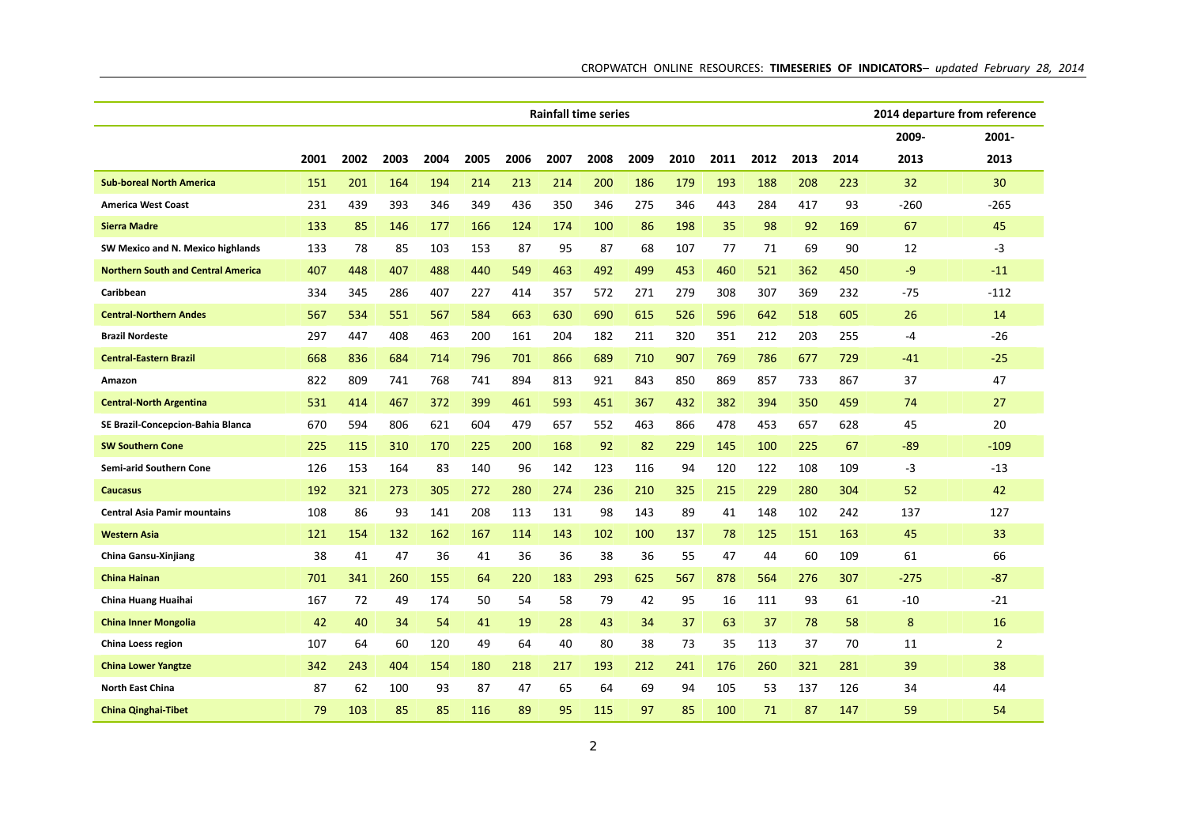| | Rainfall time series | | | | | | | | | | | | | | 2014 departure from reference | |
|---|---|---|---|---|---|---|---|---|---|---|---|---|---|---|---|---|
| | | | | | | | | | | | | | | | 2009-2013 | 2001-2013 |
| | 2001 | 2002 | 2003 | 2004 | 2005 | 2006 | 2007 | 2008 | 2009 | 2010 | 2011 | 2012 | 2013 | 2014 | | |
| **Sub-boreal North America** | 151 | 201 | 164 | 194 | 214 | 213 | 214 | 200 | 186 | 179 | 193 | 188 | 208 | 223 | 32 | 30 |
| **America West Coast** | 231 | 439 | 393 | 346 | 349 | 436 | 350 | 346 | 275 | 346 | 443 | 284 | 417 | 93 | -260 | -265 |
| **Sierra Madre** | 133 | 85 | 146 | 177 | 166 | 124 | 174 | 100 | 86 | 198 | 35 | 98 | 92 | 169 | 67 | 45 |
| **SW Mexico and N. Mexico highlands** | 133 | 78 | 85 | 103 | 153 | 87 | 95 | 87 | 68 | 107 | 77 | 71 | 69 | 90 | 12 | -3 |
| **Northern South and Central America** | 407 | 448 | 407 | 488 | 440 | 549 | 463 | 492 | 499 | 453 | 460 | 521 | 362 | 450 | -9 | -11 |
| **Caribbean** | 334 | 345 | 286 | 407 | 227 | 414 | 357 | 572 | 271 | 279 | 308 | 307 | 369 | 232 | -75 | -112 |
| **Central-Northern Andes** | 567 | 534 | 551 | 567 | 584 | 663 | 630 | 690 | 615 | 526 | 596 | 642 | 518 | 605 | 26 | 14 |
| **Brazil Nordeste** | 297 | 447 | 408 | 463 | 200 | 161 | 204 | 182 | 211 | 320 | 351 | 212 | 203 | 255 | -4 | -26 |
| **Central-Eastern Brazil** | 668 | 836 | 684 | 714 | 796 | 701 | 866 | 689 | 710 | 907 | 769 | 786 | 677 | 729 | -41 | -25 |
| **Amazon** | 822 | 809 | 741 | 768 | 741 | 894 | 813 | 921 | 843 | 850 | 869 | 857 | 733 | 867 | 37 | 47 |
| **Central-North Argentina** | 531 | 414 | 467 | 372 | 399 | 461 | 593 | 451 | 367 | 432 | 382 | 394 | 350 | 459 | 74 | 27 |
| **SE Brazil-Concepcion-Bahia Blanca** | 670 | 594 | 806 | 621 | 604 | 479 | 657 | 552 | 463 | 866 | 478 | 453 | 657 | 628 | 45 | 20 |
| **SW Southern Cone** | 225 | 115 | 310 | 170 | 225 | 200 | 168 | 92 | 82 | 229 | 145 | 100 | 225 | 67 | -89 | -109 |
| **Semi-arid Southern Cone** | 126 | 153 | 164 | 83 | 140 | 96 | 142 | 123 | 116 | 94 | 120 | 122 | 108 | 109 | -3 | -13 |
| **Caucasus** | 192 | 321 | 273 | 305 | 272 | 280 | 274 | 236 | 210 | 325 | 215 | 229 | 280 | 304 | 52 | 42 |
| **Central Asia Pamir mountains** | 108 | 86 | 93 | 141 | 208 | 113 | 131 | 98 | 143 | 89 | 41 | 148 | 102 | 242 | 137 | 127 |
| **Western Asia** | 121 | 154 | 132 | 162 | 167 | 114 | 143 | 102 | 100 | 137 | 78 | 125 | 151 | 163 | 45 | 33 |
| **China Gansu-Xinjiang** | 38 | 41 | 47 | 36 | 41 | 36 | 36 | 38 | 36 | 55 | 47 | 44 | 60 | 109 | 61 | 66 |
| **China Hainan** | 701 | 341 | 260 | 155 | 64 | 220 | 183 | 293 | 625 | 567 | 878 | 564 | 276 | 307 | -275 | -87 |
| **China Huang Huaihai** | 167 | 72 | 49 | 174 | 50 | 54 | 58 | 79 | 42 | 95 | 16 | 111 | 93 | 61 | -10 | -21 |
| **China Inner Mongolia** | 42 | 40 | 34 | 54 | 41 | 19 | 28 | 43 | 34 | 37 | 63 | 37 | 78 | 58 | 8 | 16 |
| **China Loess region** | 107 | 64 | 60 | 120 | 49 | 64 | 40 | 80 | 38 | 73 | 35 | 113 | 37 | 70 | 11 | 2 |
| **China Lower Yangtze** | 342 | 243 | 404 | 154 | 180 | 218 | 217 | 193 | 212 | 241 | 176 | 260 | 321 | 281 | 39 | 38 |
| **North East China** | 87 | 62 | 100 | 93 | 87 | 47 | 65 | 64 | 69 | 94 | 105 | 53 | 137 | 126 | 34 | 44 |
| **China Qinghai-Tibet** | 79 | 103 | 85 | 85 | 116 | 89 | 95 | 115 | 97 | 85 | 100 | 71 | 87 | 147 | 59 | 54 |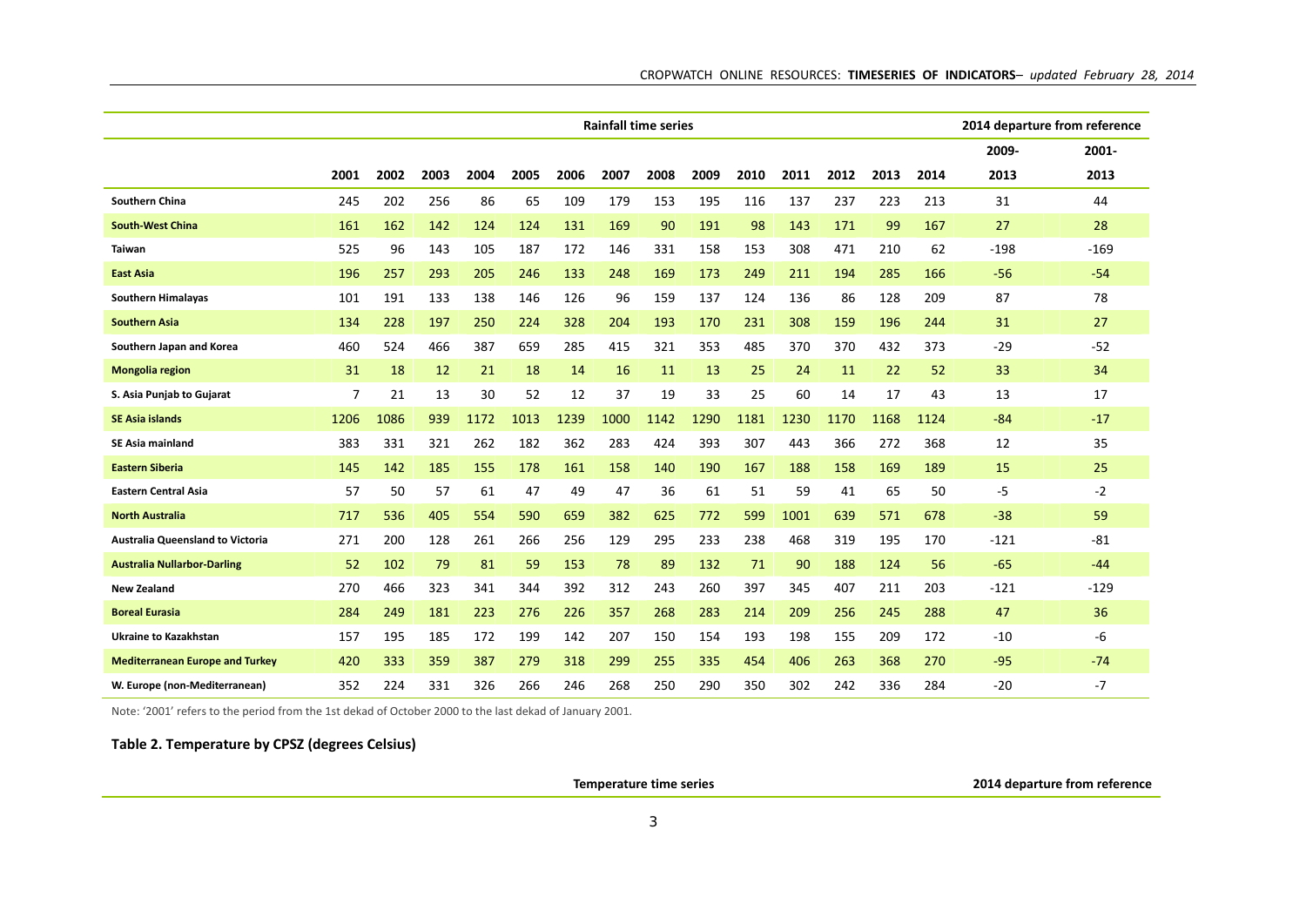| | Rainfall time series | | | | | | | | | | | | | | 2014 departure from reference | |
|---|---|---|---|---|---|---|---|---|---|---|---|---|---|---|---|---|
| | 2001 | 2002 | 2003 | 2004 | 2005 | 2006 | 2007 | 2008 | 2009 | 2010 | 2011 | 2012 | 2013 | 2014 | 2009-2013 | 2001-2013 |
| **Southern China** | 245 | 202 | 256 | 86 | 65 | 109 | 179 | 153 | 195 | 116 | 137 | 237 | 223 | 213 | 31 | 44 |
| **South-West China** | 161 | 162 | 142 | 124 | 124 | 131 | 169 | 90 | 191 | 98 | 143 | 171 | 99 | 167 | 27 | 28 |
| **Taiwan** | 525 | 96 | 143 | 105 | 187 | 172 | 146 | 331 | 158 | 153 | 308 | 471 | 210 | 62 | -198 | -169 |
| **East Asia** | 196 | 257 | 293 | 205 | 246 | 133 | 248 | 169 | 173 | 249 | 211 | 194 | 285 | 166 | -56 | -54 |
| **Southern Himalayas** | 101 | 191 | 133 | 138 | 146 | 126 | 96 | 159 | 137 | 124 | 136 | 86 | 128 | 209 | 87 | 78 |
| **Southern Asia** | 134 | 228 | 197 | 250 | 224 | 328 | 204 | 193 | 170 | 231 | 308 | 159 | 196 | 244 | 31 | 27 |
| **Southern Japan and Korea** | 460 | 524 | 466 | 387 | 659 | 285 | 415 | 321 | 353 | 485 | 370 | 370 | 432 | 373 | -29 | -52 |
| **Mongolia region** | 31 | 18 | 12 | 21 | 18 | 14 | 16 | 11 | 13 | 25 | 24 | 11 | 22 | 52 | 33 | 34 |
| **S. Asia Punjab to Gujarat** | 7 | 21 | 13 | 30 | 52 | 12 | 37 | 19 | 33 | 25 | 60 | 14 | 17 | 43 | 13 | 17 |
| **SE Asia islands** | 1206 | 1086 | 939 | 1172 | 1013 | 1239 | 1000 | 1142 | 1290 | 1181 | 1230 | 1170 | 1168 | 1124 | -84 | -17 |
| **SE Asia mainland** | 383 | 331 | 321 | 262 | 182 | 362 | 283 | 424 | 393 | 307 | 443 | 366 | 272 | 368 | 12 | 35 |
| **Eastern Siberia** | 145 | 142 | 185 | 155 | 178 | 161 | 158 | 140 | 190 | 167 | 188 | 158 | 169 | 189 | 15 | 25 |
| **Eastern Central Asia** | 57 | 50 | 57 | 61 | 47 | 49 | 47 | 36 | 61 | 51 | 59 | 41 | 65 | 50 | -5 | -2 |
| **North Australia** | 717 | 536 | 405 | 554 | 590 | 659 | 382 | 625 | 772 | 599 | 1001 | 639 | 571 | 678 | -38 | 59 |
| **Australia Queensland to Victoria** | 271 | 200 | 128 | 261 | 266 | 256 | 129 | 295 | 233 | 238 | 468 | 319 | 195 | 170 | -121 | -81 |
| **Australia Nullarbor-Darling** | 52 | 102 | 79 | 81 | 59 | 153 | 78 | 89 | 132 | 71 | 90 | 188 | 124 | 56 | -65 | -44 |
| **New Zealand** | 270 | 466 | 323 | 341 | 344 | 392 | 312 | 243 | 260 | 397 | 345 | 407 | 211 | 203 | -121 | -129 |
| **Boreal Eurasia** | 284 | 249 | 181 | 223 | 276 | 226 | 357 | 268 | 283 | 214 | 209 | 256 | 245 | 288 | 47 | 36 |
| **Ukraine to Kazakhstan** | 157 | 195 | 185 | 172 | 199 | 142 | 207 | 150 | 154 | 193 | 198 | 155 | 209 | 172 | -10 | -6 |
| **Mediterranean Europe and Turkey** | 420 | 333 | 359 | 387 | 279 | 318 | 299 | 255 | 335 | 454 | 406 | 263 | 368 | 270 | -95 | -74 |
| **W. Europe (non-Mediterranean)** | 352 | 224 | 331 | 326 | 266 | 246 | 268 | 250 | 290 | 350 | 302 | 242 | 336 | 284 | -20 | -7 |

Note: '2001' refers to the period from the 1st dekad of October 2000 to the last dekad of January 2001.

**Table 2. Temperature by CPSZ (degrees Celsius)**

| | Temperature time series | 2014 departure from reference |
|---|---|---|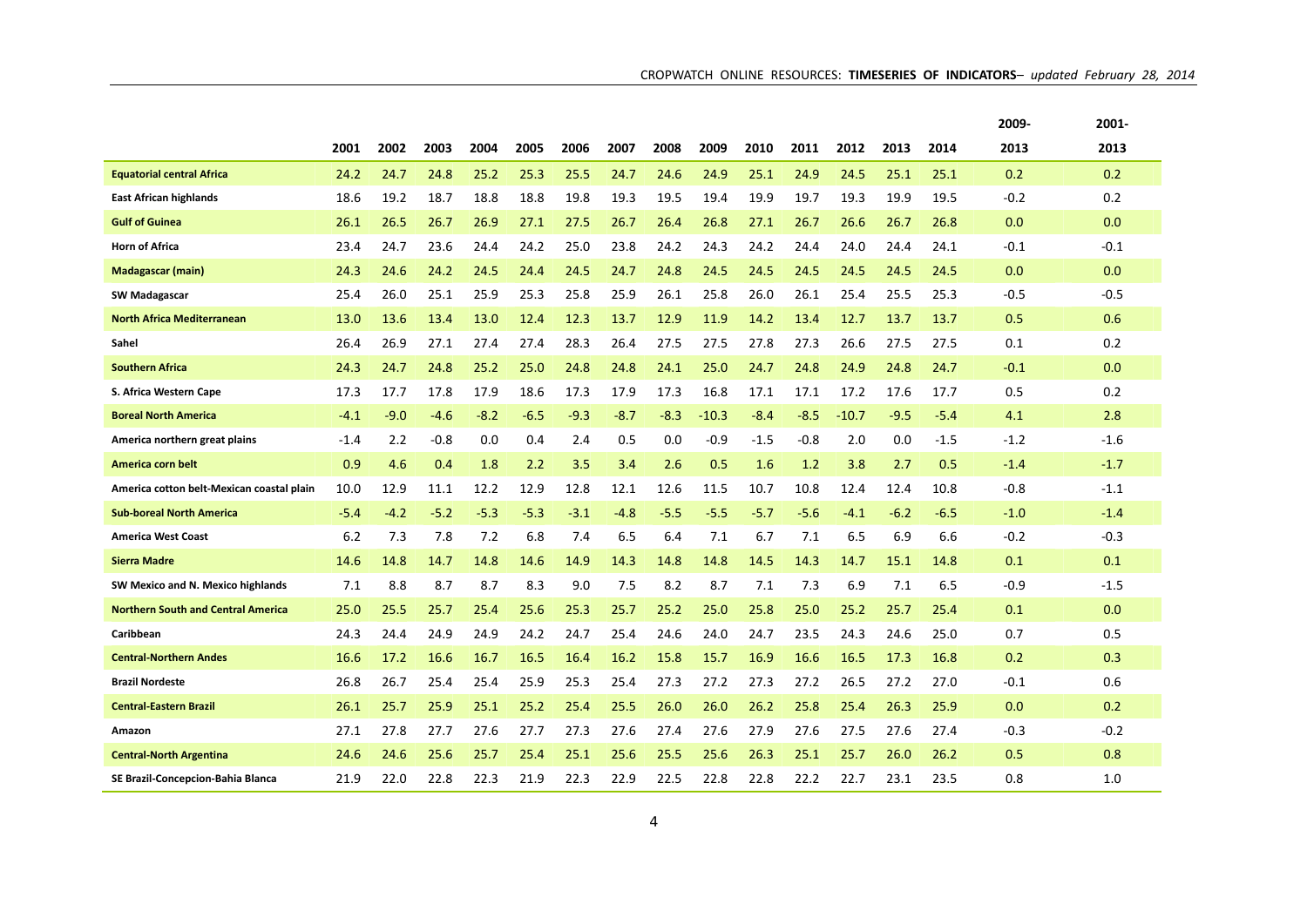| | 2001 | 2002 | 2003 | 2004 | 2005 | 2006 | 2007 | 2008 | 2009 | 2010 | 2011 | 2012 | 2013 | 2014 | 2009-2013 | 2001-2013 |
|---|---|---|---|---|---|---|---|---|---|---|---|---|---|---|---|---|
| **Equatorial central Africa** | 24.2 | 24.7 | 24.8 | 25.2 | 25.3 | 25.5 | 24.7 | 24.6 | 24.9 | 25.1 | 24.9 | 24.5 | 25.1 | 25.1 | 0.2 | 0.2 |
| **East African highlands** | 18.6 | 19.2 | 18.7 | 18.8 | 18.8 | 19.8 | 19.3 | 19.5 | 19.4 | 19.9 | 19.7 | 19.3 | 19.9 | 19.5 | -0.2 | 0.2 |
| **Gulf of Guinea** | 26.1 | 26.5 | 26.7 | 26.9 | 27.1 | 27.5 | 26.7 | 26.4 | 26.8 | 27.1 | 26.7 | 26.6 | 26.7 | 26.8 | 0.0 | 0.0 |
| **Horn of Africa** | 23.4 | 24.7 | 23.6 | 24.4 | 24.2 | 25.0 | 23.8 | 24.2 | 24.3 | 24.2 | 24.4 | 24.0 | 24.4 | 24.1 | -0.1 | -0.1 |
| **Madagascar (main)** | 24.3 | 24.6 | 24.2 | 24.5 | 24.4 | 24.5 | 24.7 | 24.8 | 24.5 | 24.5 | 24.5 | 24.5 | 24.5 | 24.5 | 0.0 | 0.0 |
| **SW Madagascar** | 25.4 | 26.0 | 25.1 | 25.9 | 25.3 | 25.8 | 25.9 | 26.1 | 25.8 | 26.0 | 26.1 | 25.4 | 25.5 | 25.3 | -0.5 | -0.5 |
| **North Africa Mediterranean** | 13.0 | 13.6 | 13.4 | 13.0 | 12.4 | 12.3 | 13.7 | 12.9 | 11.9 | 14.2 | 13.4 | 12.7 | 13.7 | 13.7 | 0.5 | 0.6 |
| **Sahel** | 26.4 | 26.9 | 27.1 | 27.4 | 27.4 | 28.3 | 26.4 | 27.5 | 27.5 | 27.8 | 27.3 | 26.6 | 27.5 | 27.5 | 0.1 | 0.2 |
| **Southern Africa** | 24.3 | 24.7 | 24.8 | 25.2 | 25.0 | 24.8 | 24.8 | 24.1 | 25.0 | 24.7 | 24.8 | 24.9 | 24.8 | 24.7 | -0.1 | 0.0 |
| **S. Africa Western Cape** | 17.3 | 17.7 | 17.8 | 17.9 | 18.6 | 17.3 | 17.9 | 17.3 | 16.8 | 17.1 | 17.1 | 17.2 | 17.6 | 17.7 | 0.5 | 0.2 |
| **Boreal North America** | -4.1 | -9.0 | -4.6 | -8.2 | -6.5 | -9.3 | -8.7 | -8.3 | -10.3 | -8.4 | -8.5 | -10.7 | -9.5 | -5.4 | 4.1 | 2.8 |
| **America northern great plains** | -1.4 | 2.2 | -0.8 | 0.0 | 0.4 | 2.4 | 0.5 | 0.0 | -0.9 | -1.5 | -0.8 | 2.0 | 0.0 | -1.5 | -1.2 | -1.6 |
| **America corn belt** | 0.9 | 4.6 | 0.4 | 1.8 | 2.2 | 3.5 | 3.4 | 2.6 | 0.5 | 1.6 | 1.2 | 3.8 | 2.7 | 0.5 | -1.4 | -1.7 |
| **America cotton belt-Mexican coastal plain** | 10.0 | 12.9 | 11.1 | 12.2 | 12.9 | 12.8 | 12.1 | 12.6 | 11.5 | 10.7 | 10.8 | 12.4 | 12.4 | 10.8 | -0.8 | -1.1 |
| **Sub-boreal North America** | -5.4 | -4.2 | -5.2 | -5.3 | -5.3 | -3.1 | -4.8 | -5.5 | -5.5 | -5.7 | -5.6 | -4.1 | -6.2 | -6.5 | -1.0 | -1.4 |
| **America West Coast** | 6.2 | 7.3 | 7.8 | 7.2 | 6.8 | 7.4 | 6.5 | 6.4 | 7.1 | 6.7 | 7.1 | 6.5 | 6.9 | 6.6 | -0.2 | -0.3 |
| **Sierra Madre** | 14.6 | 14.8 | 14.7 | 14.8 | 14.6 | 14.9 | 14.3 | 14.8 | 14.8 | 14.5 | 14.3 | 14.7 | 15.1 | 14.8 | 0.1 | 0.1 |
| **SW Mexico and N. Mexico highlands** | 7.1 | 8.8 | 8.7 | 8.7 | 8.3 | 9.0 | 7.5 | 8.2 | 8.7 | 7.1 | 7.3 | 6.9 | 7.1 | 6.5 | -0.9 | -1.5 |
| **Northern South and Central America** | 25.0 | 25.5 | 25.7 | 25.4 | 25.6 | 25.3 | 25.7 | 25.2 | 25.0 | 25.8 | 25.0 | 25.2 | 25.7 | 25.4 | 0.1 | 0.0 |
| **Caribbean** | 24.3 | 24.4 | 24.9 | 24.9 | 24.2 | 24.7 | 25.4 | 24.6 | 24.0 | 24.7 | 23.5 | 24.3 | 24.6 | 25.0 | 0.7 | 0.5 |
| **Central-Northern Andes** | 16.6 | 17.2 | 16.6 | 16.7 | 16.5 | 16.4 | 16.2 | 15.8 | 15.7 | 16.9 | 16.6 | 16.5 | 17.3 | 16.8 | 0.2 | 0.3 |
| **Brazil Nordeste** | 26.8 | 26.7 | 25.4 | 25.4 | 25.9 | 25.3 | 25.4 | 27.3 | 27.2 | 27.3 | 27.2 | 26.5 | 27.2 | 27.0 | -0.1 | 0.6 |
| **Central-Eastern Brazil** | 26.1 | 25.7 | 25.9 | 25.1 | 25.2 | 25.4 | 25.5 | 26.0 | 26.0 | 26.2 | 25.8 | 25.4 | 26.3 | 25.9 | 0.0 | 0.2 |
| **Amazon** | 27.1 | 27.8 | 27.7 | 27.6 | 27.7 | 27.3 | 27.6 | 27.4 | 27.6 | 27.9 | 27.6 | 27.5 | 27.6 | 27.4 | -0.3 | -0.2 |
| **Central-North Argentina** | 24.6 | 24.6 | 25.6 | 25.7 | 25.4 | 25.1 | 25.6 | 25.5 | 25.6 | 26.3 | 25.1 | 25.7 | 26.0 | 26.2 | 0.5 | 0.8 |
| **SE Brazil-Concepcion-Bahia Blanca** | 21.9 | 22.0 | 22.8 | 22.3 | 21.9 | 22.3 | 22.9 | 22.5 | 22.8 | 22.8 | 22.2 | 22.7 | 23.1 | 23.5 | 0.8 | 1.0 |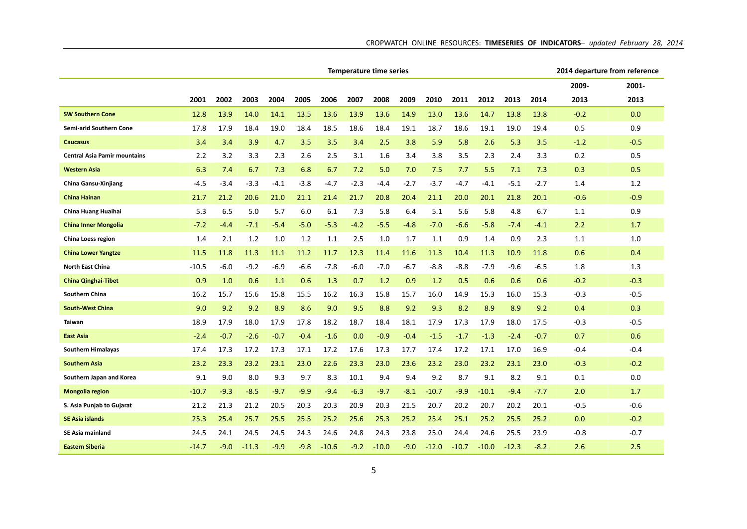| | Temperature time series | | | | | | | | | | | | | | 2014 departure from reference | |
|---|---|---|---|---|---|---|---|---|---|---|---|---|---|---|---|---|
| | 2001 | 2002 | 2003 | 2004 | 2005 | 2006 | 2007 | 2008 | 2009 | 2010 | 2011 | 2012 | 2013 | 2014 | 2009-2013 | 2001-2013 |
| **SW Southern Cone** | 12.8 | 13.9 | 14.0 | 14.1 | 13.5 | 13.6 | 13.9 | 13.6 | 14.9 | 13.0 | 13.6 | 14.7 | 13.8 | 13.8 | -0.2 | 0.0 |
| **Semi-arid Southern Cone** | 17.8 | 17.9 | 18.4 | 19.0 | 18.4 | 18.5 | 18.6 | 18.4 | 19.1 | 18.7 | 18.6 | 19.1 | 19.0 | 19.4 | 0.5 | 0.9 |
| **Caucasus** | 3.4 | 3.4 | 3.9 | 4.7 | 3.5 | 3.5 | 3.4 | 2.5 | 3.8 | 5.9 | 5.8 | 2.6 | 5.3 | 3.5 | -1.2 | -0.5 |
| **Central Asia Pamir mountains** | 2.2 | 3.2 | 3.3 | 2.3 | 2.6 | 2.5 | 3.1 | 1.6 | 3.4 | 3.8 | 3.5 | 2.3 | 2.4 | 3.3 | 0.2 | 0.5 |
| **Western Asia** | 6.3 | 7.4 | 6.7 | 7.3 | 6.8 | 6.7 | 7.2 | 5.0 | 7.0 | 7.5 | 7.7 | 5.5 | 7.1 | 7.3 | 0.3 | 0.5 |
| **China Gansu-Xinjiang** | -4.5 | -3.4 | -3.3 | -4.1 | -3.8 | -4.7 | -2.3 | -4.4 | -2.7 | -3.7 | -4.7 | -4.1 | -5.1 | -2.7 | 1.4 | 1.2 |
| **China Hainan** | 21.7 | 21.2 | 20.6 | 21.0 | 21.1 | 21.4 | 21.7 | 20.8 | 20.4 | 21.1 | 20.0 | 20.1 | 21.8 | 20.1 | -0.6 | -0.9 |
| **China Huang Huaihai** | 5.3 | 6.5 | 5.0 | 5.7 | 6.0 | 6.1 | 7.3 | 5.8 | 6.4 | 5.1 | 5.6 | 5.8 | 4.8 | 6.7 | 1.1 | 0.9 |
| **China Inner Mongolia** | -7.2 | -4.4 | -7.1 | -5.4 | -5.0 | -5.3 | -4.2 | -5.5 | -4.8 | -7.0 | -6.6 | -5.8 | -7.4 | -4.1 | 2.2 | 1.7 |
| **China Loess region** | 1.4 | 2.1 | 1.2 | 1.0 | 1.2 | 1.1 | 2.5 | 1.0 | 1.7 | 1.1 | 0.9 | 1.4 | 0.9 | 2.3 | 1.1 | 1.0 |
| **China Lower Yangtze** | 11.5 | 11.8 | 11.3 | 11.1 | 11.2 | 11.7 | 12.3 | 11.4 | 11.6 | 11.3 | 10.4 | 11.3 | 10.9 | 11.8 | 0.6 | 0.4 |
| **North East China** | -10.5 | -6.0 | -9.2 | -6.9 | -6.6 | -7.8 | -6.0 | -7.0 | -6.7 | -8.8 | -8.8 | -7.9 | -9.6 | -6.5 | 1.8 | 1.3 |
| **China Qinghai-Tibet** | 0.9 | 1.0 | 0.6 | 1.1 | 0.6 | 1.3 | 0.7 | 1.2 | 0.9 | 1.2 | 0.5 | 0.6 | 0.6 | 0.6 | -0.2 | -0.3 |
| **Southern China** | 16.2 | 15.7 | 15.6 | 15.8 | 15.5 | 16.2 | 16.3 | 15.8 | 15.7 | 16.0 | 14.9 | 15.3 | 16.0 | 15.3 | -0.3 | -0.5 |
| **South-West China** | 9.0 | 9.2 | 9.2 | 8.9 | 8.6 | 9.0 | 9.5 | 8.8 | 9.2 | 9.3 | 8.2 | 8.9 | 8.9 | 9.2 | 0.4 | 0.3 |
| **Taiwan** | 18.9 | 17.9 | 18.0 | 17.9 | 17.8 | 18.2 | 18.7 | 18.4 | 18.1 | 17.9 | 17.3 | 17.9 | 18.0 | 17.5 | -0.3 | -0.5 |
| **East Asia** | -2.4 | -0.7 | -2.6 | -0.7 | -0.4 | -1.6 | 0.0 | -0.9 | -0.4 | -1.5 | -1.7 | -1.3 | -2.4 | -0.7 | 0.7 | 0.6 |
| **Southern Himalayas** | 17.4 | 17.3 | 17.2 | 17.3 | 17.1 | 17.2 | 17.6 | 17.3 | 17.7 | 17.4 | 17.2 | 17.1 | 17.0 | 16.9 | -0.4 | -0.4 |
| **Southern Asia** | 23.2 | 23.3 | 23.2 | 23.1 | 23.0 | 22.6 | 23.3 | 23.0 | 23.6 | 23.2 | 23.0 | 23.2 | 23.1 | 23.0 | -0.3 | -0.2 |
| **Southern Japan and Korea** | 9.1 | 9.0 | 8.0 | 9.3 | 9.7 | 8.3 | 10.1 | 9.4 | 9.4 | 9.2 | 8.7 | 9.1 | 8.2 | 9.1 | 0.1 | 0.0 |
| **Mongolia region** | -10.7 | -9.3 | -8.5 | -9.7 | -9.9 | -9.4 | -6.3 | -9.7 | -8.1 | -10.7 | -9.9 | -10.1 | -9.4 | -7.7 | 2.0 | 1.7 |
| **S. Asia Punjab to Gujarat** | 21.2 | 21.3 | 21.2 | 20.5 | 20.3 | 20.3 | 20.9 | 20.3 | 21.5 | 20.7 | 20.2 | 20.7 | 20.2 | 20.1 | -0.5 | -0.6 |
| **SE Asia islands** | 25.3 | 25.4 | 25.7 | 25.5 | 25.5 | 25.2 | 25.6 | 25.3 | 25.2 | 25.4 | 25.1 | 25.2 | 25.5 | 25.2 | 0.0 | -0.2 |
| **SE Asia mainland** | 24.5 | 24.1 | 24.5 | 24.5 | 24.3 | 24.6 | 24.8 | 24.3 | 23.8 | 25.0 | 24.4 | 24.6 | 25.5 | 23.9 | -0.8 | -0.7 |
| **Eastern Siberia** | -14.7 | -9.0 | -11.3 | -9.9 | -9.8 | -10.6 | -9.2 | -10.0 | -9.0 | -12.0 | -10.7 | -10.0 | -12.3 | -8.2 | 2.6 | 2.5 |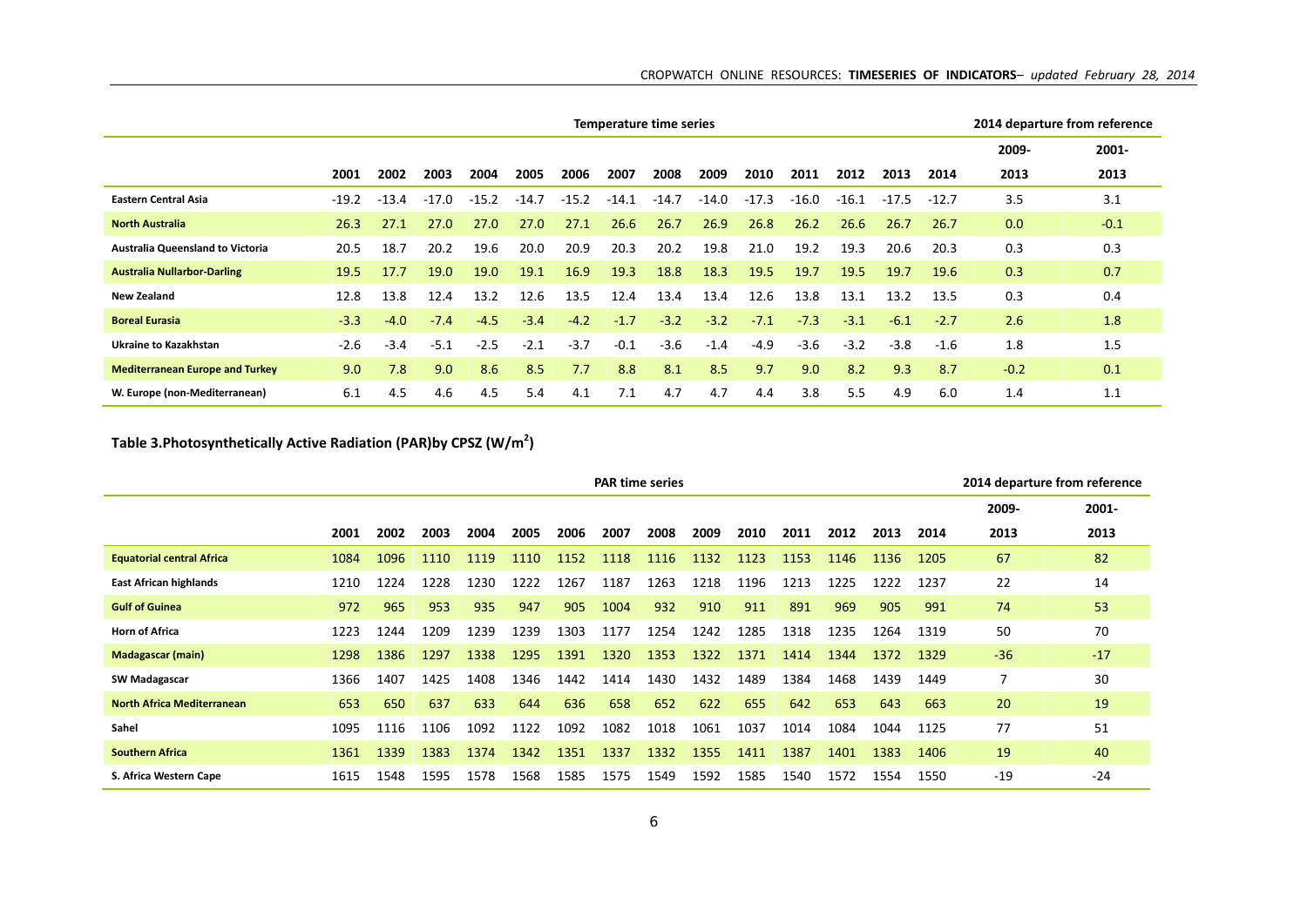| | Temperature time series | | | | | | | | | | | | | | 2014 departure from reference | |
|---|---|---|---|---|---|---|---|---|---|---|---|---|---|---|---|---|
| | 2001 | 2002 | 2003 | 2004 | 2005 | 2006 | 2007 | 2008 | 2009 | 2010 | 2011 | 2012 | 2013 | 2014 | 2009-2013 | 2001-2013 |
| **Eastern Central Asia** | -19.2 | -13.4 | -17.0 | -15.2 | -14.7 | -15.2 | -14.1 | -14.7 | -14.0 | -17.3 | -16.0 | -16.1 | -17.5 | -12.7 | 3.5 | 3.1 |
| **North Australia** | 26.3 | 27.1 | 27.0 | 27.0 | 27.0 | 27.1 | 26.6 | 26.7 | 26.9 | 26.8 | 26.2 | 26.6 | 26.7 | 26.7 | 0.0 | -0.1 |
| **Australia Queensland to Victoria** | 20.5 | 18.7 | 20.2 | 19.6 | 20.0 | 20.9 | 20.3 | 20.2 | 19.8 | 21.0 | 19.2 | 19.3 | 20.6 | 20.3 | 0.3 | 0.3 |
| **Australia Nullarbor-Darling** | 19.5 | 17.7 | 19.0 | 19.0 | 19.1 | 16.9 | 19.3 | 18.8 | 18.3 | 19.5 | 19.7 | 19.5 | 19.7 | 19.6 | 0.3 | 0.7 |
| **New Zealand** | 12.8 | 13.8 | 12.4 | 13.2 | 12.6 | 13.5 | 12.4 | 13.4 | 13.4 | 12.6 | 13.8 | 13.1 | 13.2 | 13.5 | 0.3 | 0.4 |
| **Boreal Eurasia** | -3.3 | -4.0 | -7.4 | -4.5 | -3.4 | -4.2 | -1.7 | -3.2 | -3.2 | -7.1 | -7.3 | -3.1 | -6.1 | -2.7 | 2.6 | 1.8 |
| **Ukraine to Kazakhstan** | -2.6 | -3.4 | -5.1 | -2.5 | -2.1 | -3.7 | -0.1 | -3.6 | -1.4 | -4.9 | -3.6 | -3.2 | -3.8 | -1.6 | 1.8 | 1.5 |
| **Mediterranean Europe and Turkey** | 9.0 | 7.8 | 9.0 | 8.6 | 8.5 | 7.7 | 8.8 | 8.1 | 8.5 | 9.7 | 9.0 | 8.2 | 9.3 | 8.7 | -0.2 | 0.1 |
| **W. Europe (non-Mediterranean)** | 6.1 | 4.5 | 4.6 | 4.5 | 5.4 | 4.1 | 7.1 | 4.7 | 4.7 | 4.4 | 3.8 | 5.5 | 4.9 | 6.0 | 1.4 | 1.1 |

**Table 3.Photosynthetically Active Radiation (PAR)by CPSZ ($W/m^2$)**

| | PAR time series | | | | | | | | | | | | | | 2014 departure from reference | |
|---|---|---|---|---|---|---|---|---|---|---|---|---|---|---|---|---|
| | 2001 | 2002 | 2003 | 2004 | 2005 | 2006 | 2007 | 2008 | 2009 | 2010 | 2011 | 2012 | 2013 | 2014 | 2009-2013 | 2001-2013 |
| **Equatorial central Africa** | 1084 | 1096 | 1110 | 1119 | 1110 | 1152 | 1118 | 1116 | 1132 | 1123 | 1153 | 1146 | 1136 | 1205 | 67 | 82 |
| **East African highlands** | 1210 | 1224 | 1228 | 1230 | 1222 | 1267 | 1187 | 1263 | 1218 | 1196 | 1213 | 1225 | 1222 | 1237 | 22 | 14 |
| **Gulf of Guinea** | 972 | 965 | 953 | 935 | 947 | 905 | 1004 | 932 | 910 | 911 | 891 | 969 | 905 | 991 | 74 | 53 |
| **Horn of Africa** | 1223 | 1244 | 1209 | 1239 | 1239 | 1303 | 1177 | 1254 | 1242 | 1285 | 1318 | 1235 | 1264 | 1319 | 50 | 70 |
| **Madagascar (main)** | 1298 | 1386 | 1297 | 1338 | 1295 | 1391 | 1320 | 1353 | 1322 | 1371 | 1414 | 1344 | 1372 | 1329 | -36 | -17 |
| **SW Madagascar** | 1366 | 1407 | 1425 | 1408 | 1346 | 1442 | 1414 | 1430 | 1432 | 1489 | 1384 | 1468 | 1439 | 1449 | 7 | 30 |
| **North Africa Mediterranean** | 653 | 650 | 637 | 633 | 644 | 636 | 658 | 652 | 622 | 655 | 642 | 653 | 643 | 663 | 20 | 19 |
| **Sahel** | 1095 | 1116 | 1106 | 1092 | 1122 | 1092 | 1082 | 1018 | 1061 | 1037 | 1014 | 1084 | 1044 | 1125 | 77 | 51 |
| **Southern Africa** | 1361 | 1339 | 1383 | 1374 | 1342 | 1351 | 1337 | 1332 | 1355 | 1411 | 1387 | 1401 | 1383 | 1406 | 19 | 40 |
| **S. Africa Western Cape** | 1615 | 1548 | 1595 | 1578 | 1568 | 1585 | 1575 | 1549 | 1592 | 1585 | 1540 | 1572 | 1554 | 1550 | -19 | -24 |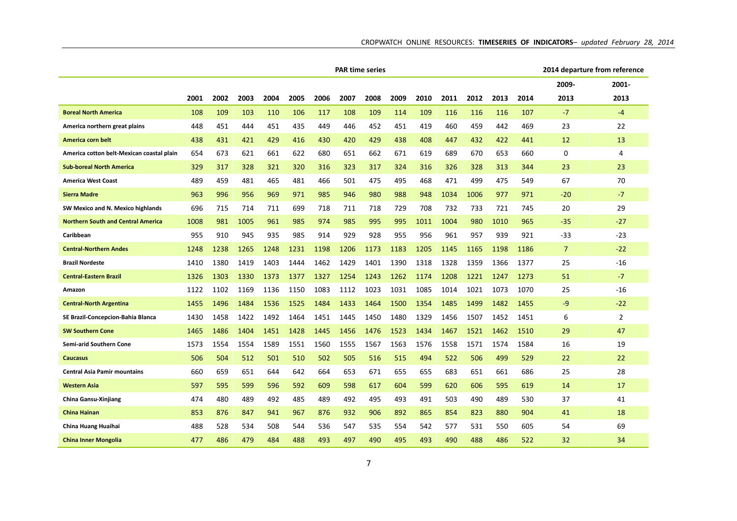| | PAR time series | | | | | | | | | | | | | | 2014 departure from reference | |
|---|---|---|---|---|---|---|---|---|---|---|---|---|---|---|---|---|
| | 2001 | 2002 | 2003 | 2004 | 2005 | 2006 | 2007 | 2008 | 2009 | 2010 | 2011 | 2012 | 2013 | 2014 | 2009-2013 | 2001-2013 |
| **Boreal North America** | 108 | 109 | 103 | 110 | 106 | 117 | 108 | 109 | 114 | 109 | 116 | 116 | 116 | 107 | -7 | -4 |
| **America northern great plains** | 448 | 451 | 444 | 451 | 435 | 449 | 446 | 452 | 451 | 419 | 460 | 459 | 442 | 469 | 23 | 22 |
| **America corn belt** | 438 | 431 | 421 | 429 | 416 | 430 | 420 | 429 | 438 | 408 | 447 | 432 | 422 | 441 | 12 | 13 |
| **America cotton belt-Mexican coastal plain** | 654 | 673 | 621 | 661 | 622 | 680 | 651 | 662 | 671 | 619 | 689 | 670 | 653 | 660 | 0 | 4 |
| **Sub-boreal North America** | 329 | 317 | 328 | 321 | 320 | 316 | 323 | 317 | 324 | 316 | 326 | 328 | 313 | 344 | 23 | 23 |
| **America West Coast** | 489 | 459 | 481 | 465 | 481 | 466 | 501 | 475 | 495 | 468 | 471 | 499 | 475 | 549 | 67 | 70 |
| **Sierra Madre** | 963 | 996 | 956 | 969 | 971 | 985 | 946 | 980 | 988 | 948 | 1034 | 1006 | 977 | 971 | -20 | -7 |
| **SW Mexico and N. Mexico highlands** | 696 | 715 | 714 | 711 | 699 | 718 | 711 | 718 | 729 | 708 | 732 | 733 | 721 | 745 | 20 | 29 |
| **Northern South and Central America** | 1008 | 981 | 1005 | 961 | 985 | 974 | 985 | 995 | 995 | 1011 | 1004 | 980 | 1010 | 965 | -35 | -27 |
| **Caribbean** | 955 | 910 | 945 | 935 | 985 | 914 | 929 | 928 | 955 | 956 | 961 | 957 | 939 | 921 | -33 | -23 |
| **Central-Northern Andes** | 1248 | 1238 | 1265 | 1248 | 1231 | 1198 | 1206 | 1173 | 1183 | 1205 | 1145 | 1165 | 1198 | 1186 | 7 | -22 |
| **Brazil Nordeste** | 1410 | 1380 | 1419 | 1403 | 1444 | 1462 | 1429 | 1401 | 1390 | 1318 | 1328 | 1359 | 1366 | 1377 | 25 | -16 |
| **Central-Eastern Brazil** | 1326 | 1303 | 1330 | 1373 | 1377 | 1327 | 1254 | 1243 | 1262 | 1174 | 1208 | 1221 | 1247 | 1273 | 51 | -7 |
| **Amazon** | 1122 | 1102 | 1169 | 1136 | 1150 | 1083 | 1112 | 1023 | 1031 | 1085 | 1014 | 1021 | 1073 | 1070 | 25 | -16 |
| **Central-North Argentina** | 1455 | 1496 | 1484 | 1536 | 1525 | 1484 | 1433 | 1464 | 1500 | 1354 | 1485 | 1499 | 1482 | 1455 | -9 | -22 |
| **SE Brazil-Concepcion-Bahia Blanca** | 1430 | 1458 | 1422 | 1492 | 1464 | 1451 | 1445 | 1450 | 1480 | 1329 | 1456 | 1507 | 1452 | 1451 | 6 | 2 |
| **SW Southern Cone** | 1465 | 1486 | 1404 | 1451 | 1428 | 1445 | 1456 | 1476 | 1523 | 1434 | 1467 | 1521 | 1462 | 1510 | 29 | 47 |
| **Semi-arid Southern Cone** | 1573 | 1554 | 1554 | 1589 | 1551 | 1560 | 1555 | 1567 | 1563 | 1576 | 1558 | 1571 | 1574 | 1584 | 16 | 19 |
| **Caucasus** | 506 | 504 | 512 | 501 | 510 | 502 | 505 | 516 | 515 | 494 | 522 | 506 | 499 | 529 | 22 | 22 |
| **Central Asia Pamir mountains** | 660 | 659 | 651 | 644 | 642 | 664 | 653 | 671 | 655 | 655 | 683 | 651 | 661 | 686 | 25 | 28 |
| **Western Asia** | 597 | 595 | 599 | 596 | 592 | 609 | 598 | 617 | 604 | 599 | 620 | 606 | 595 | 619 | 14 | 17 |
| **China Gansu-Xinjiang** | 474 | 480 | 489 | 492 | 485 | 489 | 492 | 495 | 493 | 491 | 503 | 490 | 489 | 530 | 37 | 41 |
| **China Hainan** | 853 | 876 | 847 | 941 | 967 | 876 | 932 | 906 | 892 | 865 | 854 | 823 | 880 | 904 | 41 | 18 |
| **China Huang Huaihai** | 488 | 528 | 534 | 508 | 544 | 536 | 547 | 535 | 554 | 542 | 577 | 531 | 550 | 605 | 54 | 69 |
| **China Inner Mongolia** | 477 | 486 | 479 | 484 | 488 | 493 | 497 | 490 | 495 | 493 | 490 | 488 | 486 | 522 | 32 | 34 |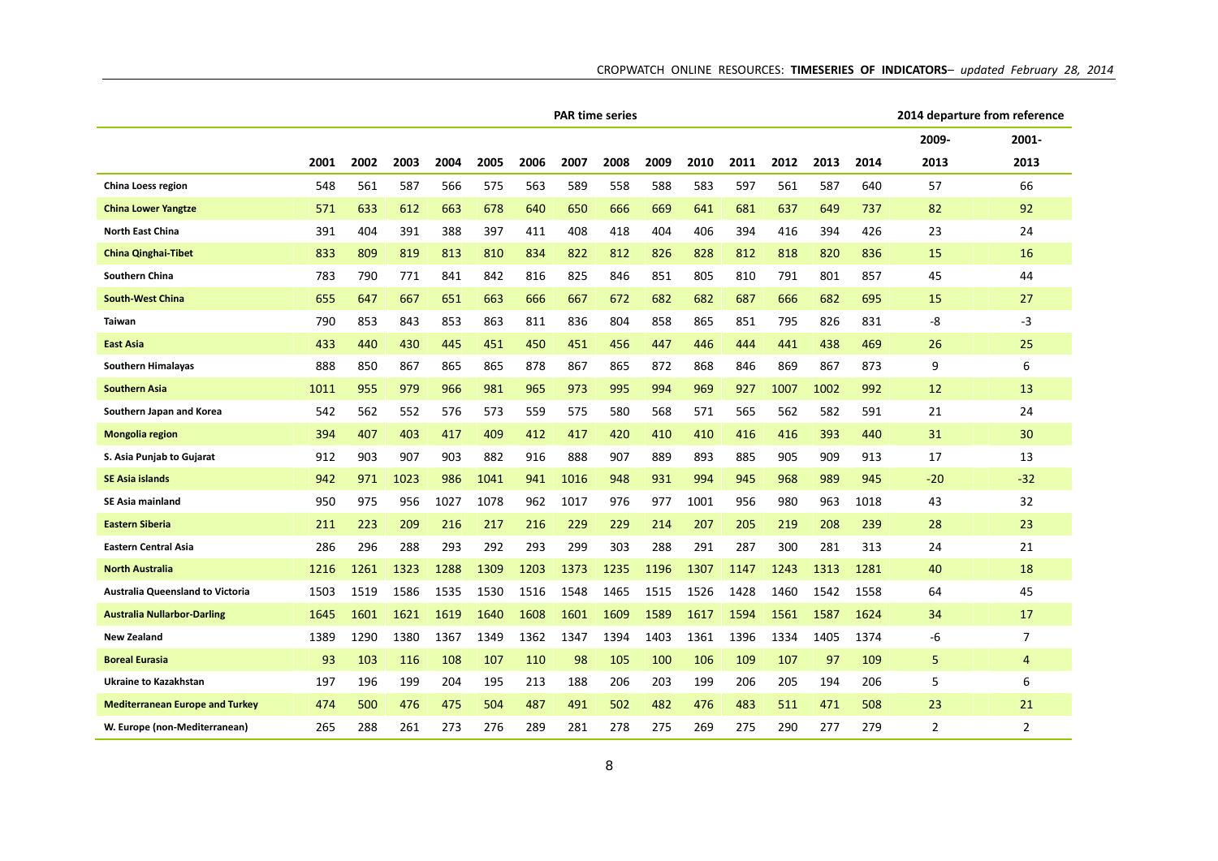| | PAR time series | | | | | | | | | | | | | | 2014 departure from reference | |
|---|---|---|---|---|---|---|---|---|---|---|---|---|---|---|---|---|
| | | | | | | | | | | | | | | | 2009- | 2001- |
| | 2001 | 2002 | 2003 | 2004 | 2005 | 2006 | 2007 | 2008 | 2009 | 2010 | 2011 | 2012 | 2013 | 2014 | 2013 | 2013 |
| **China Loess region** | 548 | 561 | 587 | 566 | 575 | 563 | 589 | 558 | 588 | 583 | 597 | 561 | 587 | 640 | 57 | 66 |
| **China Lower Yangtze** | 571 | 633 | 612 | 663 | 678 | 640 | 650 | 666 | 669 | 641 | 681 | 637 | 649 | 737 | 82 | 92 |
| **North East China** | 391 | 404 | 391 | 388 | 397 | 411 | 408 | 418 | 404 | 406 | 394 | 416 | 394 | 426 | 23 | 24 |
| **China Qinghai-Tibet** | 833 | 809 | 819 | 813 | 810 | 834 | 822 | 812 | 826 | 828 | 812 | 818 | 820 | 836 | 15 | 16 |
| **Southern China** | 783 | 790 | 771 | 841 | 842 | 816 | 825 | 846 | 851 | 805 | 810 | 791 | 801 | 857 | 45 | 44 |
| **South-West China** | 655 | 647 | 667 | 651 | 663 | 666 | 667 | 672 | 682 | 682 | 687 | 666 | 682 | 695 | 15 | 27 |
| **Taiwan** | 790 | 853 | 843 | 853 | 863 | 811 | 836 | 804 | 858 | 865 | 851 | 795 | 826 | 831 | -8 | -3 |
| **East Asia** | 433 | 440 | 430 | 445 | 451 | 450 | 451 | 456 | 447 | 446 | 444 | 441 | 438 | 469 | 26 | 25 |
| **Southern Himalayas** | 888 | 850 | 867 | 865 | 865 | 878 | 867 | 865 | 872 | 868 | 846 | 869 | 867 | 873 | 9 | 6 |
| **Southern Asia** | 1011 | 955 | 979 | 966 | 981 | 965 | 973 | 995 | 994 | 969 | 927 | 1007 | 1002 | 992 | 12 | 13 |
| **Southern Japan and Korea** | 542 | 562 | 552 | 576 | 573 | 559 | 575 | 580 | 568 | 571 | 565 | 562 | 582 | 591 | 21 | 24 |
| **Mongolia region** | 394 | 407 | 403 | 417 | 409 | 412 | 417 | 420 | 410 | 410 | 416 | 416 | 393 | 440 | 31 | 30 |
| **S. Asia Punjab to Gujarat** | 912 | 903 | 907 | 903 | 882 | 916 | 888 | 907 | 889 | 893 | 885 | 905 | 909 | 913 | 17 | 13 |
| **SE Asia islands** | 942 | 971 | 1023 | 986 | 1041 | 941 | 1016 | 948 | 931 | 994 | 945 | 968 | 989 | 945 | -20 | -32 |
| **SE Asia mainland** | 950 | 975 | 956 | 1027 | 1078 | 962 | 1017 | 976 | 977 | 1001 | 956 | 980 | 963 | 1018 | 43 | 32 |
| **Eastern Siberia** | 211 | 223 | 209 | 216 | 217 | 216 | 229 | 229 | 214 | 207 | 205 | 219 | 208 | 239 | 28 | 23 |
| **Eastern Central Asia** | 286 | 296 | 288 | 293 | 292 | 293 | 299 | 303 | 288 | 291 | 287 | 300 | 281 | 313 | 24 | 21 |
| **North Australia** | 1216 | 1261 | 1323 | 1288 | 1309 | 1203 | 1373 | 1235 | 1196 | 1307 | 1147 | 1243 | 1313 | 1281 | 40 | 18 |
| **Australia Queensland to Victoria** | 1503 | 1519 | 1586 | 1535 | 1530 | 1516 | 1548 | 1465 | 1515 | 1526 | 1428 | 1460 | 1542 | 1558 | 64 | 45 |
| **Australia Nullarbor-Darling** | 1645 | 1601 | 1621 | 1619 | 1640 | 1608 | 1601 | 1609 | 1589 | 1617 | 1594 | 1561 | 1587 | 1624 | 34 | 17 |
| **New Zealand** | 1389 | 1290 | 1380 | 1367 | 1349 | 1362 | 1347 | 1394 | 1403 | 1361 | 1396 | 1334 | 1405 | 1374 | -6 | 7 |
| **Boreal Eurasia** | 93 | 103 | 116 | 108 | 107 | 110 | 98 | 105 | 100 | 106 | 109 | 107 | 97 | 109 | 5 | 4 |
| **Ukraine to Kazakhstan** | 197 | 196 | 199 | 204 | 195 | 213 | 188 | 206 | 203 | 199 | 206 | 205 | 194 | 206 | 5 | 6 |
| **Mediterranean Europe and Turkey** | 474 | 500 | 476 | 475 | 504 | 487 | 491 | 502 | 482 | 476 | 483 | 511 | 471 | 508 | 23 | 21 |
| **W. Europe (non-Mediterranean)** | 265 | 288 | 261 | 273 | 276 | 289 | 281 | 278 | 275 | 269 | 275 | 290 | 277 | 279 | 2 | 2 |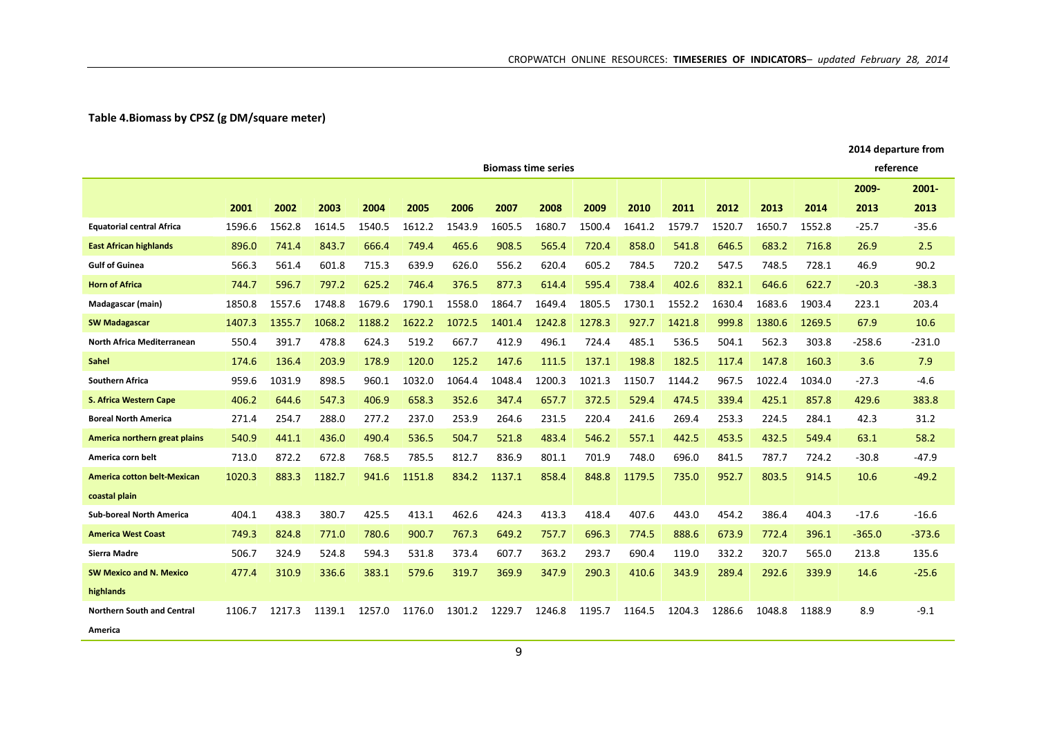**Table 4.Biomass by CPSZ (g DM/square meter)**

| | Biomass time series | | | | | | | | | | | | | | 2014 departure from reference | |
|---|---|---|---|---|---|---|---|---|---|---|---|---|---|---|---|---|
| | 2001 | 2002 | 2003 | 2004 | 2005 | 2006 | 2007 | 2008 | 2009 | 2010 | 2011 | 2012 | 2013 | 2014 | 2009-2013 | 2001-2013 |
| **Equatorial central Africa** | 1596.6 | 1562.8 | 1614.5 | 1540.5 | 1612.2 | 1543.9 | 1605.5 | 1680.7 | 1500.4 | 1641.2 | 1579.7 | 1520.7 | 1650.7 | 1552.8 | -25.7 | -35.6 |
| **East African highlands** | 896.0 | 741.4 | 843.7 | 666.4 | 749.4 | 465.6 | 908.5 | 565.4 | 720.4 | 858.0 | 541.8 | 646.5 | 683.2 | 716.8 | 26.9 | 2.5 |
| **Gulf of Guinea** | 566.3 | 561.4 | 601.8 | 715.3 | 639.9 | 626.0 | 556.2 | 620.4 | 605.2 | 784.5 | 720.2 | 547.5 | 748.5 | 728.1 | 46.9 | 90.2 |
| **Horn of Africa** | 744.7 | 596.7 | 797.2 | 625.2 | 746.4 | 376.5 | 877.3 | 614.4 | 595.4 | 738.4 | 402.6 | 832.1 | 646.6 | 622.7 | -20.3 | -38.3 |
| **Madagascar (main)** | 1850.8 | 1557.6 | 1748.8 | 1679.6 | 1790.1 | 1558.0 | 1864.7 | 1649.4 | 1805.5 | 1730.1 | 1552.2 | 1630.4 | 1683.6 | 1903.4 | 223.1 | 203.4 |
| **SW Madagascar** | 1407.3 | 1355.7 | 1068.2 | 1188.2 | 1622.2 | 1072.5 | 1401.4 | 1242.8 | 1278.3 | 927.7 | 1421.8 | 999.8 | 1380.6 | 1269.5 | 67.9 | 10.6 |
| **North Africa Mediterranean** | 550.4 | 391.7 | 478.8 | 624.3 | 519.2 | 667.7 | 412.9 | 496.1 | 724.4 | 485.1 | 536.5 | 504.1 | 562.3 | 303.8 | -258.6 | -231.0 |
| **Sahel** | 174.6 | 136.4 | 203.9 | 178.9 | 120.0 | 125.2 | 147.6 | 111.5 | 137.1 | 198.8 | 182.5 | 117.4 | 147.8 | 160.3 | 3.6 | 7.9 |
| **Southern Africa** | 959.6 | 1031.9 | 898.5 | 960.1 | 1032.0 | 1064.4 | 1048.4 | 1200.3 | 1021.3 | 1150.7 | 1144.2 | 967.5 | 1022.4 | 1034.0 | -27.3 | -4.6 |
| **S. Africa Western Cape** | 406.2 | 644.6 | 547.3 | 406.9 | 658.3 | 352.6 | 347.4 | 657.7 | 372.5 | 529.4 | 474.5 | 339.4 | 425.1 | 857.8 | 429.6 | 383.8 |
| **Boreal North America** | 271.4 | 254.7 | 288.0 | 277.2 | 237.0 | 253.9 | 264.6 | 231.5 | 220.4 | 241.6 | 269.4 | 253.3 | 224.5 | 284.1 | 42.3 | 31.2 |
| **America northern great plains** | 540.9 | 441.1 | 436.0 | 490.4 | 536.5 | 504.7 | 521.8 | 483.4 | 546.2 | 557.1 | 442.5 | 453.5 | 432.5 | 549.4 | 63.1 | 58.2 |
| **America corn belt** | 713.0 | 872.2 | 672.8 | 768.5 | 785.5 | 812.7 | 836.9 | 801.1 | 701.9 | 748.0 | 696.0 | 841.5 | 787.7 | 724.2 | -30.8 | -47.9 |
| **America cotton belt-Mexican coastal plain** | 1020.3 | 883.3 | 1182.7 | 941.6 | 1151.8 | 834.2 | 1137.1 | 858.4 | 848.8 | 1179.5 | 735.0 | 952.7 | 803.5 | 914.5 | 10.6 | -49.2 |
| **Sub-boreal North America** | 404.1 | 438.3 | 380.7 | 425.5 | 413.1 | 462.6 | 424.3 | 413.3 | 418.4 | 407.6 | 443.0 | 454.2 | 386.4 | 404.3 | -17.6 | -16.6 |
| **America West Coast** | 749.3 | 824.8 | 771.0 | 780.6 | 900.7 | 767.3 | 649.2 | 757.7 | 696.3 | 774.5 | 888.6 | 673.9 | 772.4 | 396.1 | -365.0 | -373.6 |
| **Sierra Madre** | 506.7 | 324.9 | 524.8 | 594.3 | 531.8 | 373.4 | 607.7 | 363.2 | 293.7 | 690.4 | 119.0 | 332.2 | 320.7 | 565.0 | 213.8 | 135.6 |
| **SW Mexico and N. Mexico highlands** | 477.4 | 310.9 | 336.6 | 383.1 | 579.6 | 319.7 | 369.9 | 347.9 | 290.3 | 410.6 | 343.9 | 289.4 | 292.6 | 339.9 | 14.6 | -25.6 |
| **Northern South and Central America** | 1106.7 | 1217.3 | 1139.1 | 1257.0 | 1176.0 | 1301.2 | 1229.7 | 1246.8 | 1195.7 | 1164.5 | 1204.3 | 1286.6 | 1048.8 | 1188.9 | 8.9 | -9.1 |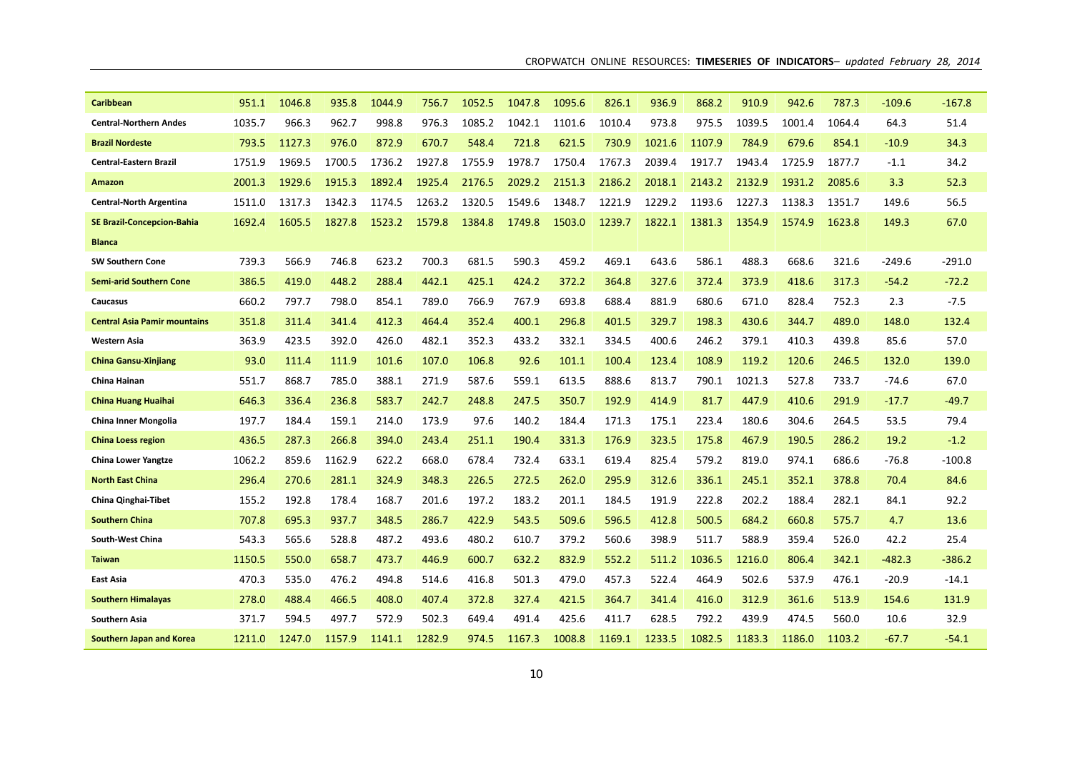| | | | | | | | | | | | | | | | | |
|---|---|---|---|---|---|---|---|---|---|---|---|---|---|---|---|---|
| **Caribbean** | 951.1 | 1046.8 | 935.8 | 1044.9 | 756.7 | 1052.5 | 1047.8 | 1095.6 | 826.1 | 936.9 | 868.2 | 910.9 | 942.6 | 787.3 | -109.6 | -167.8 |
| **Central-Northern Andes** | 1035.7 | 966.3 | 962.7 | 998.8 | 976.3 | 1085.2 | 1042.1 | 1101.6 | 1010.4 | 973.8 | 975.5 | 1039.5 | 1001.4 | 1064.4 | 64.3 | 51.4 |
| **Brazil Nordeste** | 793.5 | 1127.3 | 976.0 | 872.9 | 670.7 | 548.4 | 721.8 | 621.5 | 730.9 | 1021.6 | 1107.9 | 784.9 | 679.6 | 854.1 | -10.9 | 34.3 |
| **Central-Eastern Brazil** | 1751.9 | 1969.5 | 1700.5 | 1736.2 | 1927.8 | 1755.9 | 1978.7 | 1750.4 | 1767.3 | 2039.4 | 1917.7 | 1943.4 | 1725.9 | 1877.7 | -1.1 | 34.2 |
| **Amazon** | 2001.3 | 1929.6 | 1915.3 | 1892.4 | 1925.4 | 2176.5 | 2029.2 | 2151.3 | 2186.2 | 2018.1 | 2143.2 | 2132.9 | 1931.2 | 2085.6 | 3.3 | 52.3 |
| **Central-North Argentina** | 1511.0 | 1317.3 | 1342.3 | 1174.5 | 1263.2 | 1320.5 | 1549.6 | 1348.7 | 1221.9 | 1229.2 | 1193.6 | 1227.3 | 1138.3 | 1351.7 | 149.6 | 56.5 |
| **SE Brazil-Concepcion-Bahia Blanca** | 1692.4 | 1605.5 | 1827.8 | 1523.2 | 1579.8 | 1384.8 | 1749.8 | 1503.0 | 1239.7 | 1822.1 | 1381.3 | 1354.9 | 1574.9 | 1623.8 | 149.3 | 67.0 |
| **SW Southern Cone** | 739.3 | 566.9 | 746.8 | 623.2 | 700.3 | 681.5 | 590.3 | 459.2 | 469.1 | 643.6 | 586.1 | 488.3 | 668.6 | 321.6 | -249.6 | -291.0 |
| **Semi-arid Southern Cone** | 386.5 | 419.0 | 448.2 | 288.4 | 442.1 | 425.1 | 424.2 | 372.2 | 364.8 | 327.6 | 372.4 | 373.9 | 418.6 | 317.3 | -54.2 | -72.2 |
| **Caucasus** | 660.2 | 797.7 | 798.0 | 854.1 | 789.0 | 766.9 | 767.9 | 693.8 | 688.4 | 881.9 | 680.6 | 671.0 | 828.4 | 752.3 | 2.3 | -7.5 |
| **Central Asia Pamir mountains** | 351.8 | 311.4 | 341.4 | 412.3 | 464.4 | 352.4 | 400.1 | 296.8 | 401.5 | 329.7 | 198.3 | 430.6 | 344.7 | 489.0 | 148.0 | 132.4 |
| **Western Asia** | 363.9 | 423.5 | 392.0 | 426.0 | 482.1 | 352.3 | 433.2 | 332.1 | 334.5 | 400.6 | 246.2 | 379.1 | 410.3 | 439.8 | 85.6 | 57.0 |
| **China Gansu-Xinjiang** | 93.0 | 111.4 | 111.9 | 101.6 | 107.0 | 106.8 | 92.6 | 101.1 | 100.4 | 123.4 | 108.9 | 119.2 | 120.6 | 246.5 | 132.0 | 139.0 |
| **China Hainan** | 551.7 | 868.7 | 785.0 | 388.1 | 271.9 | 587.6 | 559.1 | 613.5 | 888.6 | 813.7 | 790.1 | 1021.3 | 527.8 | 733.7 | -74.6 | 67.0 |
| **China Huang Huaihai** | 646.3 | 336.4 | 236.8 | 583.7 | 242.7 | 248.8 | 247.5 | 350.7 | 192.9 | 414.9 | 81.7 | 447.9 | 410.6 | 291.9 | -17.7 | -49.7 |
| **China Inner Mongolia** | 197.7 | 184.4 | 159.1 | 214.0 | 173.9 | 97.6 | 140.2 | 184.4 | 171.3 | 175.1 | 223.4 | 180.6 | 304.6 | 264.5 | 53.5 | 79.4 |
| **China Loess region** | 436.5 | 287.3 | 266.8 | 394.0 | 243.4 | 251.1 | 190.4 | 331.3 | 176.9 | 323.5 | 175.8 | 467.9 | 190.5 | 286.2 | 19.2 | -1.2 |
| **China Lower Yangtze** | 1062.2 | 859.6 | 1162.9 | 622.2 | 668.0 | 678.4 | 732.4 | 633.1 | 619.4 | 825.4 | 579.2 | 819.0 | 974.1 | 686.6 | -76.8 | -100.8 |
| **North East China** | 296.4 | 270.6 | 281.1 | 324.9 | 348.3 | 226.5 | 272.5 | 262.0 | 295.9 | 312.6 | 336.1 | 245.1 | 352.1 | 378.8 | 70.4 | 84.6 |
| **China Qinghai-Tibet** | 155.2 | 192.8 | 178.4 | 168.7 | 201.6 | 197.2 | 183.2 | 201.1 | 184.5 | 191.9 | 222.8 | 202.2 | 188.4 | 282.1 | 84.1 | 92.2 |
| **Southern China** | 707.8 | 695.3 | 937.7 | 348.5 | 286.7 | 422.9 | 543.5 | 509.6 | 596.5 | 412.8 | 500.5 | 684.2 | 660.8 | 575.7 | 4.7 | 13.6 |
| **South-West China** | 543.3 | 565.6 | 528.8 | 487.2 | 493.6 | 480.2 | 610.7 | 379.2 | 560.6 | 398.9 | 511.7 | 588.9 | 359.4 | 526.0 | 42.2 | 25.4 |
| **Taiwan** | 1150.5 | 550.0 | 658.7 | 473.7 | 446.9 | 600.7 | 632.2 | 832.9 | 552.2 | 511.2 | 1036.5 | 1216.0 | 806.4 | 342.1 | -482.3 | -386.2 |
| **East Asia** | 470.3 | 535.0 | 476.2 | 494.8 | 514.6 | 416.8 | 501.3 | 479.0 | 457.3 | 522.4 | 464.9 | 502.6 | 537.9 | 476.1 | -20.9 | -14.1 |
| **Southern Himalayas** | 278.0 | 488.4 | 466.5 | 408.0 | 407.4 | 372.8 | 327.4 | 421.5 | 364.7 | 341.4 | 416.0 | 312.9 | 361.6 | 513.9 | 154.6 | 131.9 |
| **Southern Asia** | 371.7 | 594.5 | 497.7 | 572.9 | 502.3 | 649.4 | 491.4 | 425.6 | 411.7 | 628.5 | 792.2 | 439.9 | 474.5 | 560.0 | 10.6 | 32.9 |
| **Southern Japan and Korea** | 1211.0 | 1247.0 | 1157.9 | 1141.1 | 1282.9 | 974.5 | 1167.3 | 1008.8 | 1169.1 | 1233.5 | 1082.5 | 1183.3 | 1186.0 | 1103.2 | -67.7 | -54.1 |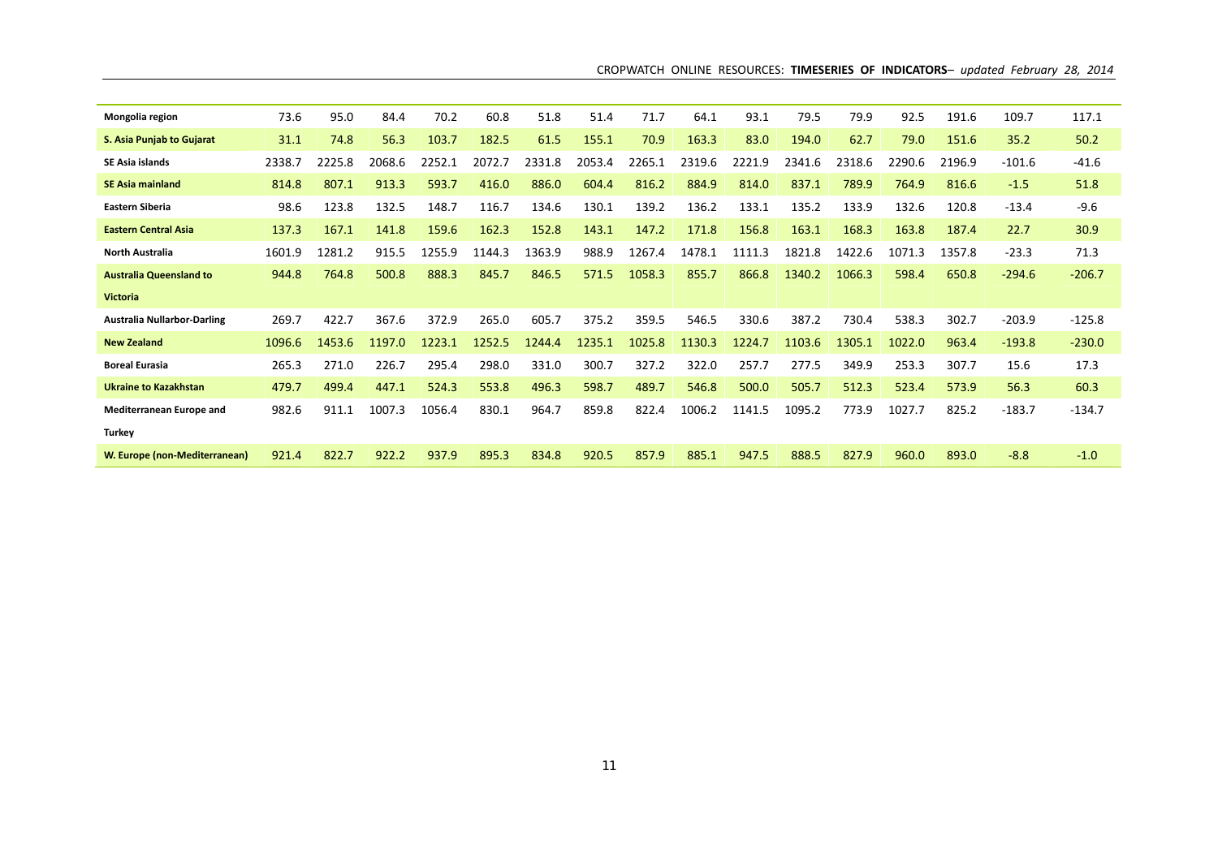| | | | | | | | | | | | | | | | | |
|---|---|---|---|---|---|---|---|---|---|---|---|---|---|---|---|---|
| **Mongolia region** | 73.6 | 95.0 | 84.4 | 70.2 | 60.8 | 51.8 | 51.4 | 71.7 | 64.1 | 93.1 | 79.5 | 79.9 | 92.5 | 191.6 | 109.7 | 117.1 |
| **S. Asia Punjab to Gujarat** | 31.1 | 74.8 | 56.3 | 103.7 | 182.5 | 61.5 | 155.1 | 70.9 | 163.3 | 83.0 | 194.0 | 62.7 | 79.0 | 151.6 | 35.2 | 50.2 |
| **SE Asia islands** | 2338.7 | 2225.8 | 2068.6 | 2252.1 | 2072.7 | 2331.8 | 2053.4 | 2265.1 | 2319.6 | 2221.9 | 2341.6 | 2318.6 | 2290.6 | 2196.9 | -101.6 | -41.6 |
| **SE Asia mainland** | 814.8 | 807.1 | 913.3 | 593.7 | 416.0 | 886.0 | 604.4 | 816.2 | 884.9 | 814.0 | 837.1 | 789.9 | 764.9 | 816.6 | -1.5 | 51.8 |
| **Eastern Siberia** | 98.6 | 123.8 | 132.5 | 148.7 | 116.7 | 134.6 | 130.1 | 139.2 | 136.2 | 133.1 | 135.2 | 133.9 | 132.6 | 120.8 | -13.4 | -9.6 |
| **Eastern Central Asia** | 137.3 | 167.1 | 141.8 | 159.6 | 162.3 | 152.8 | 143.1 | 147.2 | 171.8 | 156.8 | 163.1 | 168.3 | 163.8 | 187.4 | 22.7 | 30.9 |
| **North Australia** | 1601.9 | 1281.2 | 915.5 | 1255.9 | 1144.3 | 1363.9 | 988.9 | 1267.4 | 1478.1 | 1111.3 | 1821.8 | 1422.6 | 1071.3 | 1357.8 | -23.3 | 71.3 |
| **Australia Queensland to Victoria** | 944.8 | 764.8 | 500.8 | 888.3 | 845.7 | 846.5 | 571.5 | 1058.3 | 855.7 | 866.8 | 1340.2 | 1066.3 | 598.4 | 650.8 | -294.6 | -206.7 |
| **Australia Nullarbor-Darling** | 269.7 | 422.7 | 367.6 | 372.9 | 265.0 | 605.7 | 375.2 | 359.5 | 546.5 | 330.6 | 387.2 | 730.4 | 538.3 | 302.7 | -203.9 | -125.8 |
| **New Zealand** | 1096.6 | 1453.6 | 1197.0 | 1223.1 | 1252.5 | 1244.4 | 1235.1 | 1025.8 | 1130.3 | 1224.7 | 1103.6 | 1305.1 | 1022.0 | 963.4 | -193.8 | -230.0 |
| **Boreal Eurasia** | 265.3 | 271.0 | 226.7 | 295.4 | 298.0 | 331.0 | 300.7 | 327.2 | 322.0 | 257.7 | 277.5 | 349.9 | 253.3 | 307.7 | 15.6 | 17.3 |
| **Ukraine to Kazakhstan** | 479.7 | 499.4 | 447.1 | 524.3 | 553.8 | 496.3 | 598.7 | 489.7 | 546.8 | 500.0 | 505.7 | 512.3 | 523.4 | 573.9 | 56.3 | 60.3 |
| **Mediterranean Europe and Turkey** | 982.6 | 911.1 | 1007.3 | 1056.4 | 830.1 | 964.7 | 859.8 | 822.4 | 1006.2 | 1141.5 | 1095.2 | 773.9 | 1027.7 | 825.2 | -183.7 | -134.7 |
| **W. Europe (non-Mediterranean)** | 921.4 | 822.7 | 922.2 | 937.9 | 895.3 | 834.8 | 920.5 | 857.9 | 885.1 | 947.5 | 888.5 | 827.9 | 960.0 | 893.0 | -8.8 | -1.0 |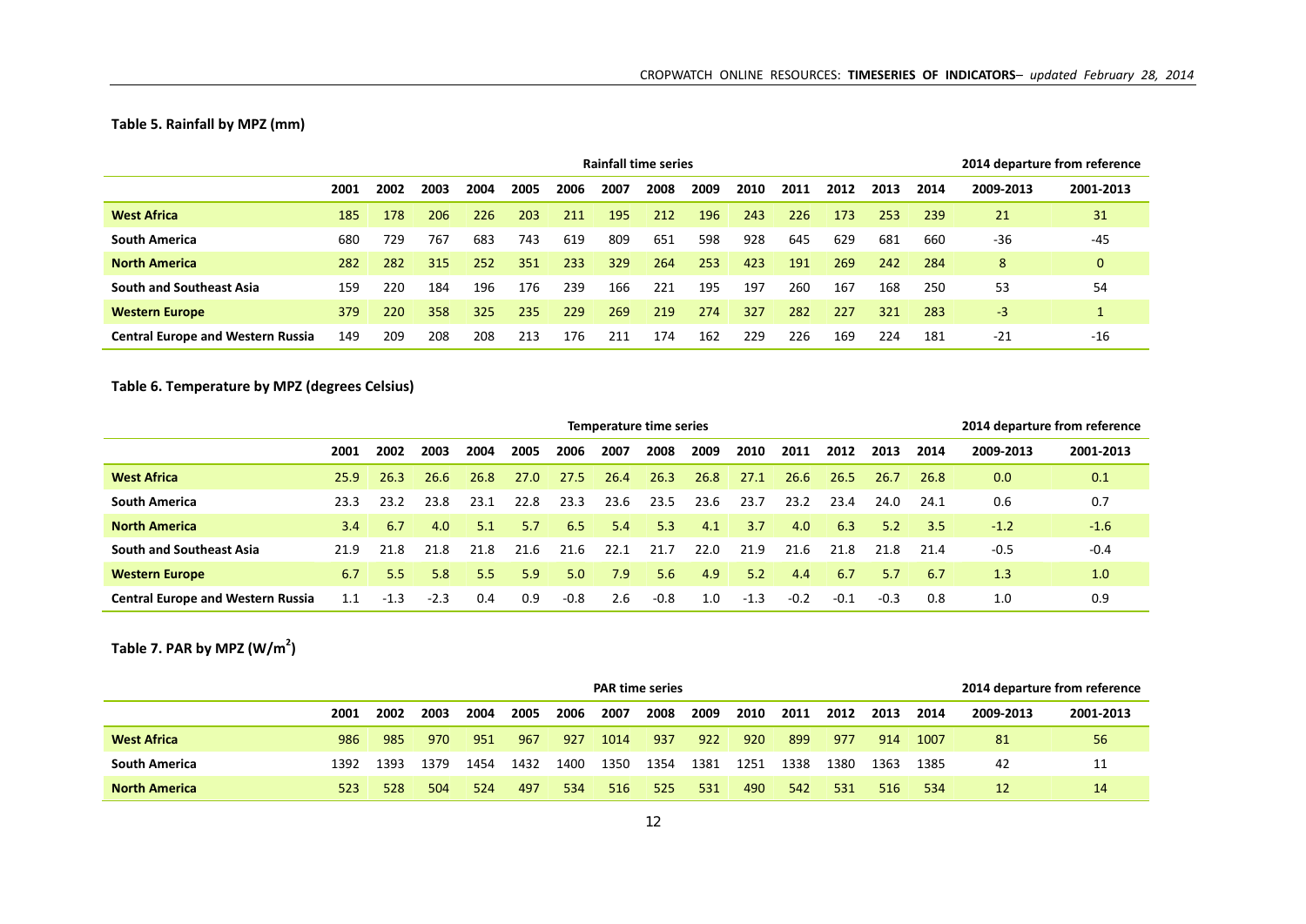**Table 5. Rainfall by MPZ (mm)**

| | Rainfall time series | | | | | | | | | | | | | | 2014 departure from reference | |
|---|---|---|---|---|---|---|---|---|---|---|---|---|---|---|---|---|
| | 2001 | 2002 | 2003 | 2004 | 2005 | 2006 | 2007 | 2008 | 2009 | 2010 | 2011 | 2012 | 2013 | 2014 | 2009-2013 | 2001-2013 |
| **West Africa** | 185 | 178 | 206 | 226 | 203 | 211 | 195 | 212 | 196 | 243 | 226 | 173 | 253 | 239 | 21 | 31 |
| **South America** | 680 | 729 | 767 | 683 | 743 | 619 | 809 | 651 | 598 | 928 | 645 | 629 | 681 | 660 | -36 | -45 |
| **North America** | 282 | 282 | 315 | 252 | 351 | 233 | 329 | 264 | 253 | 423 | 191 | 269 | 242 | 284 | 8 | 0 |
| **South and Southeast Asia** | 159 | 220 | 184 | 196 | 176 | 239 | 166 | 221 | 195 | 197 | 260 | 167 | 168 | 250 | 53 | 54 |
| **Western Europe** | 379 | 220 | 358 | 325 | 235 | 229 | 269 | 219 | 274 | 327 | 282 | 227 | 321 | 283 | -3 | 1 |
| **Central Europe and Western Russia** | 149 | 209 | 208 | 208 | 213 | 176 | 211 | 174 | 162 | 229 | 226 | 169 | 224 | 181 | -21 | -16 |

**Table 6. Temperature by MPZ (degrees Celsius)**

| | Temperature time series | | | | | | | | | | | | | | 2014 departure from reference | |
|---|---|---|---|---|---|---|---|---|---|---|---|---|---|---|---|---|
| | 2001 | 2002 | 2003 | 2004 | 2005 | 2006 | 2007 | 2008 | 2009 | 2010 | 2011 | 2012 | 2013 | 2014 | 2009-2013 | 2001-2013 |
| **West Africa** | 25.9 | 26.3 | 26.6 | 26.8 | 27.0 | 27.5 | 26.4 | 26.3 | 26.8 | 27.1 | 26.6 | 26.5 | 26.7 | 26.8 | 0.0 | 0.1 |
| **South America** | 23.3 | 23.2 | 23.8 | 23.1 | 22.8 | 23.3 | 23.6 | 23.5 | 23.6 | 23.7 | 23.2 | 23.4 | 24.0 | 24.1 | 0.6 | 0.7 |
| **North America** | 3.4 | 6.7 | 4.0 | 5.1 | 5.7 | 6.5 | 5.4 | 5.3 | 4.1 | 3.7 | 4.0 | 6.3 | 5.2 | 3.5 | -1.2 | -1.6 |
| **South and Southeast Asia** | 21.9 | 21.8 | 21.8 | 21.8 | 21.6 | 21.6 | 22.1 | 21.7 | 22.0 | 21.9 | 21.6 | 21.8 | 21.8 | 21.4 | -0.5 | -0.4 |
| **Western Europe** | 6.7 | 5.5 | 5.8 | 5.5 | 5.9 | 5.0 | 7.9 | 5.6 | 4.9 | 5.2 | 4.4 | 6.7 | 5.7 | 6.7 | 1.3 | 1.0 |
| **Central Europe and Western Russia** | 1.1 | -1.3 | -2.3 | 0.4 | 0.9 | -0.8 | 2.6 | -0.8 | 1.0 | -1.3 | -0.2 | -0.1 | -0.3 | 0.8 | 1.0 | 0.9 |

**Table 7. PAR by MPZ ($W/m^2$)**

| | PAR time series | | | | | | | | | | | | | | 2014 departure from reference | |
|---|---|---|---|---|---|---|---|---|---|---|---|---|---|---|---|---|
| | 2001 | 2002 | 2003 | 2004 | 2005 | 2006 | 2007 | 2008 | 2009 | 2010 | 2011 | 2012 | 2013 | 2014 | 2009-2013 | 2001-2013 |
| **West Africa** | 986 | 985 | 970 | 951 | 967 | 927 | 1014 | 937 | 922 | 920 | 899 | 977 | 914 | 1007 | 81 | 56 |
| **South America** | 1392 | 1393 | 1379 | 1454 | 1432 | 1400 | 1350 | 1354 | 1381 | 1251 | 1338 | 1380 | 1363 | 1385 | 42 | 11 |
| **North America** | 523 | 528 | 504 | 524 | 497 | 534 | 516 | 525 | 531 | 490 | 542 | 531 | 516 | 534 | 12 | 14 |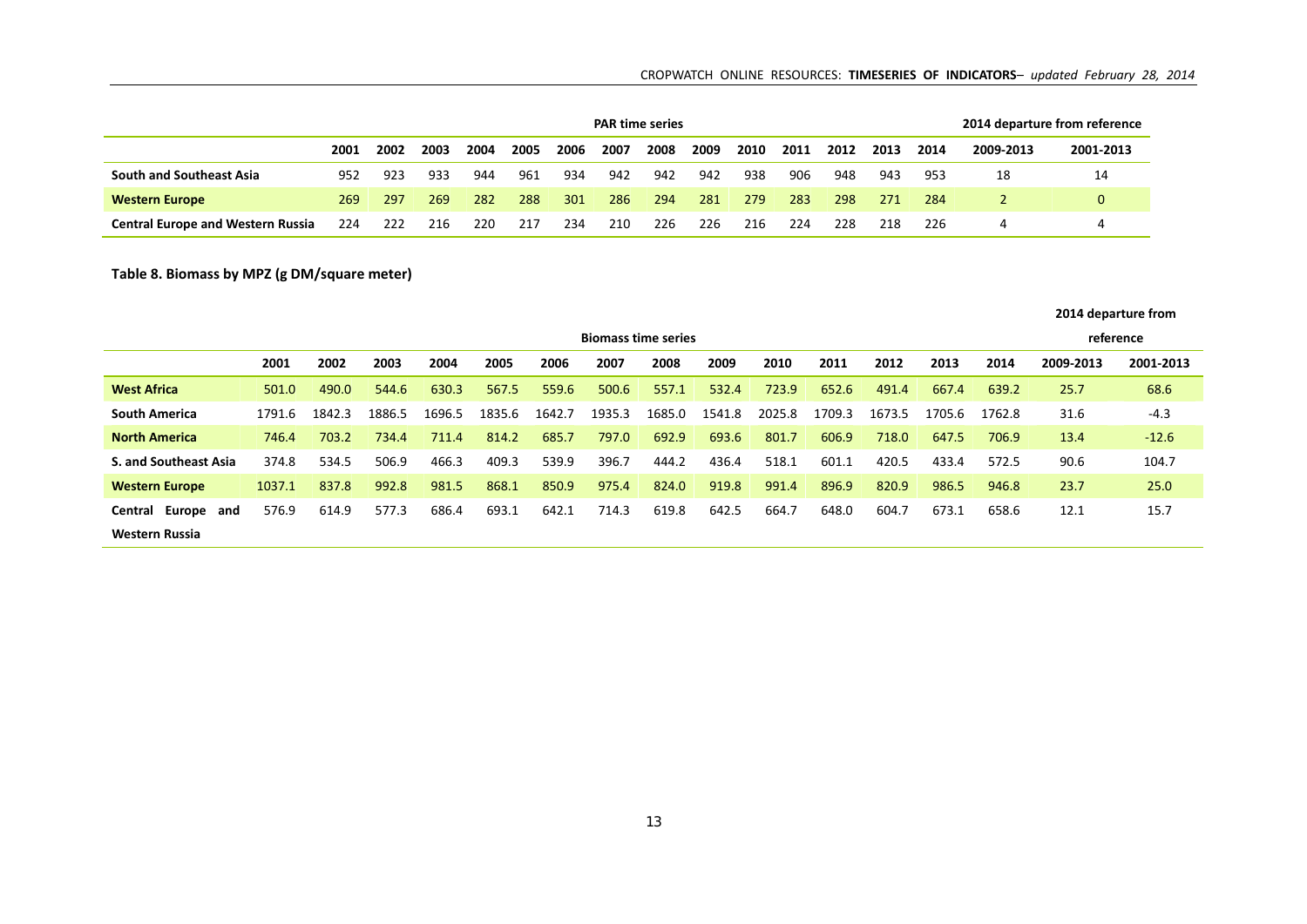| | PAR time series | | | | | | | | | | | | | | 2014 departure from reference | |
|---|---|---|---|---|---|---|---|---|---|---|---|---|---|---|---|---|
| | 2001 | 2002 | 2003 | 2004 | 2005 | 2006 | 2007 | 2008 | 2009 | 2010 | 2011 | 2012 | 2013 | 2014 | 2009-2013 | 2001-2013 |
| **South and Southeast Asia** | 952 | 923 | 933 | 944 | 961 | 934 | 942 | 942 | 942 | 938 | 906 | 948 | 943 | 953 | 18 | 14 |
| **Western Europe** | 269 | 297 | 269 | 282 | 288 | 301 | 286 | 294 | 281 | 279 | 283 | 298 | 271 | 284 | 2 | 0 |
| **Central Europe and Western Russia** | 224 | 222 | 216 | 220 | 217 | 234 | 210 | 226 | 226 | 216 | 224 | 228 | 218 | 226 | 4 | 4 |

**Table 8. Biomass by MPZ (g DM/square meter)**

| | Biomass time series | | | | | | | | | | | | | | 2014 departure from reference | |
|---|---|---|---|---|---|---|---|---|---|---|---|---|---|---|---|---|
| | 2001 | 2002 | 2003 | 2004 | 2005 | 2006 | 2007 | 2008 | 2009 | 2010 | 2011 | 2012 | 2013 | 2014 | 2009-2013 | 2001-2013 |
| **West Africa** | 501.0 | 490.0 | 544.6 | 630.3 | 567.5 | 559.6 | 500.6 | 557.1 | 532.4 | 723.9 | 652.6 | 491.4 | 667.4 | 639.2 | 25.7 | 68.6 |
| **South America** | 1791.6 | 1842.3 | 1886.5 | 1696.5 | 1835.6 | 1642.7 | 1935.3 | 1685.0 | 1541.8 | 2025.8 | 1709.3 | 1673.5 | 1705.6 | 1762.8 | 31.6 | -4.3 |
| **North America** | 746.4 | 703.2 | 734.4 | 711.4 | 814.2 | 685.7 | 797.0 | 692.9 | 693.6 | 801.7 | 606.9 | 718.0 | 647.5 | 706.9 | 13.4 | -12.6 |
| **S. and Southeast Asia** | 374.8 | 534.5 | 506.9 | 466.3 | 409.3 | 539.9 | 396.7 | 444.2 | 436.4 | 518.1 | 601.1 | 420.5 | 433.4 | 572.5 | 90.6 | 104.7 |
| **Western Europe** | 1037.1 | 837.8 | 992.8 | 981.5 | 868.1 | 850.9 | 975.4 | 824.0 | 919.8 | 991.4 | 896.9 | 820.9 | 986.5 | 946.8 | 23.7 | 25.0 |
| **Central Europe and Western Russia** | 576.9 | 614.9 | 577.3 | 686.4 | 693.1 | 642.1 | 714.3 | 619.8 | 642.5 | 664.7 | 648.0 | 604.7 | 673.1 | 658.6 | 12.1 | 15.7 |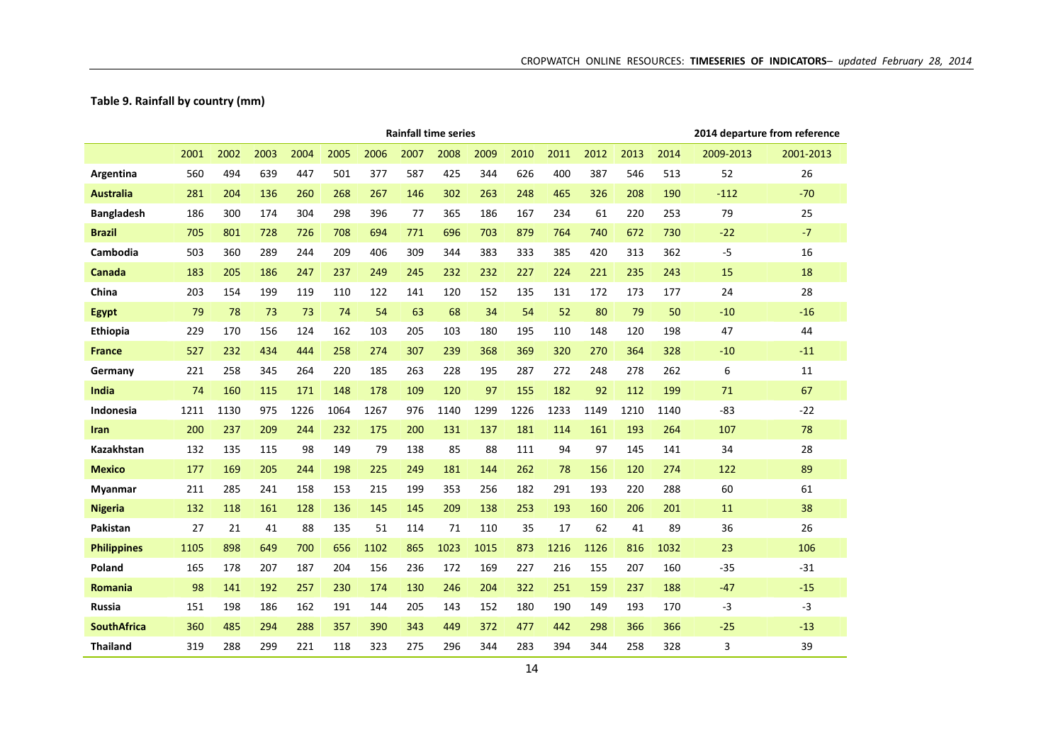**Table 9. Rainfall by country (mm)**

| | Rainfall time series | | | | | | | | | | | | | | 2014 departure from reference | |
|---|---|---|---|---|---|---|---|---|---|---|---|---|---|---|---|---|
| | 2001 | 2002 | 2003 | 2004 | 2005 | 2006 | 2007 | 2008 | 2009 | 2010 | 2011 | 2012 | 2013 | 2014 | 2009-2013 | 2001-2013 |
| **Argentina** | 560 | 494 | 639 | 447 | 501 | 377 | 587 | 425 | 344 | 626 | 400 | 387 | 546 | 513 | 52 | 26 |
| **Australia** | 281 | 204 | 136 | 260 | 268 | 267 | 146 | 302 | 263 | 248 | 465 | 326 | 208 | 190 | -112 | -70 |
| **Bangladesh** | 186 | 300 | 174 | 304 | 298 | 396 | 77 | 365 | 186 | 167 | 234 | 61 | 220 | 253 | 79 | 25 |
| **Brazil** | 705 | 801 | 728 | 726 | 708 | 694 | 771 | 696 | 703 | 879 | 764 | 740 | 672 | 730 | -22 | -7 |
| **Cambodia** | 503 | 360 | 289 | 244 | 209 | 406 | 309 | 344 | 383 | 333 | 385 | 420 | 313 | 362 | -5 | 16 |
| **Canada** | 183 | 205 | 186 | 247 | 237 | 249 | 245 | 232 | 232 | 227 | 224 | 221 | 235 | 243 | 15 | 18 |
| **China** | 203 | 154 | 199 | 119 | 110 | 122 | 141 | 120 | 152 | 135 | 131 | 172 | 173 | 177 | 24 | 28 |
| **Egypt** | 79 | 78 | 73 | 73 | 74 | 54 | 63 | 68 | 34 | 54 | 52 | 80 | 79 | 50 | -10 | -16 |
| **Ethiopia** | 229 | 170 | 156 | 124 | 162 | 103 | 205 | 103 | 180 | 195 | 110 | 148 | 120 | 198 | 47 | 44 |
| **France** | 527 | 232 | 434 | 444 | 258 | 274 | 307 | 239 | 368 | 369 | 320 | 270 | 364 | 328 | -10 | -11 |
| **Germany** | 221 | 258 | 345 | 264 | 220 | 185 | 263 | 228 | 195 | 287 | 272 | 248 | 278 | 262 | 6 | 11 |
| **India** | 74 | 160 | 115 | 171 | 148 | 178 | 109 | 120 | 97 | 155 | 182 | 92 | 112 | 199 | 71 | 67 |
| **Indonesia** | 1211 | 1130 | 975 | 1226 | 1064 | 1267 | 976 | 1140 | 1299 | 1226 | 1233 | 1149 | 1210 | 1140 | -83 | -22 |
| **Iran** | 200 | 237 | 209 | 244 | 232 | 175 | 200 | 131 | 137 | 181 | 114 | 161 | 193 | 264 | 107 | 78 |
| **Kazakhstan** | 132 | 135 | 115 | 98 | 149 | 79 | 138 | 85 | 88 | 111 | 94 | 97 | 145 | 141 | 34 | 28 |
| **Mexico** | 177 | 169 | 205 | 244 | 198 | 225 | 249 | 181 | 144 | 262 | 78 | 156 | 120 | 274 | 122 | 89 |
| **Myanmar** | 211 | 285 | 241 | 158 | 153 | 215 | 199 | 353 | 256 | 182 | 291 | 193 | 220 | 288 | 60 | 61 |
| **Nigeria** | 132 | 118 | 161 | 128 | 136 | 145 | 145 | 209 | 138 | 253 | 193 | 160 | 206 | 201 | 11 | 38 |
| **Pakistan** | 27 | 21 | 41 | 88 | 135 | 51 | 114 | 71 | 110 | 35 | 17 | 62 | 41 | 89 | 36 | 26 |
| **Philippines** | 1105 | 898 | 649 | 700 | 656 | 1102 | 865 | 1023 | 1015 | 873 | 1216 | 1126 | 816 | 1032 | 23 | 106 |
| **Poland** | 165 | 178 | 207 | 187 | 204 | 156 | 236 | 172 | 169 | 227 | 216 | 155 | 207 | 160 | -35 | -31 |
| **Romania** | 98 | 141 | 192 | 257 | 230 | 174 | 130 | 246 | 204 | 322 | 251 | 159 | 237 | 188 | -47 | -15 |
| **Russia** | 151 | 198 | 186 | 162 | 191 | 144 | 205 | 143 | 152 | 180 | 190 | 149 | 193 | 170 | -3 | -3 |
| **SouthAfrica** | 360 | 485 | 294 | 288 | 357 | 390 | 343 | 449 | 372 | 477 | 442 | 298 | 366 | 366 | -25 | -13 |
| **Thailand** | 319 | 288 | 299 | 221 | 118 | 323 | 275 | 296 | 344 | 283 | 394 | 344 | 258 | 328 | 3 | 39 |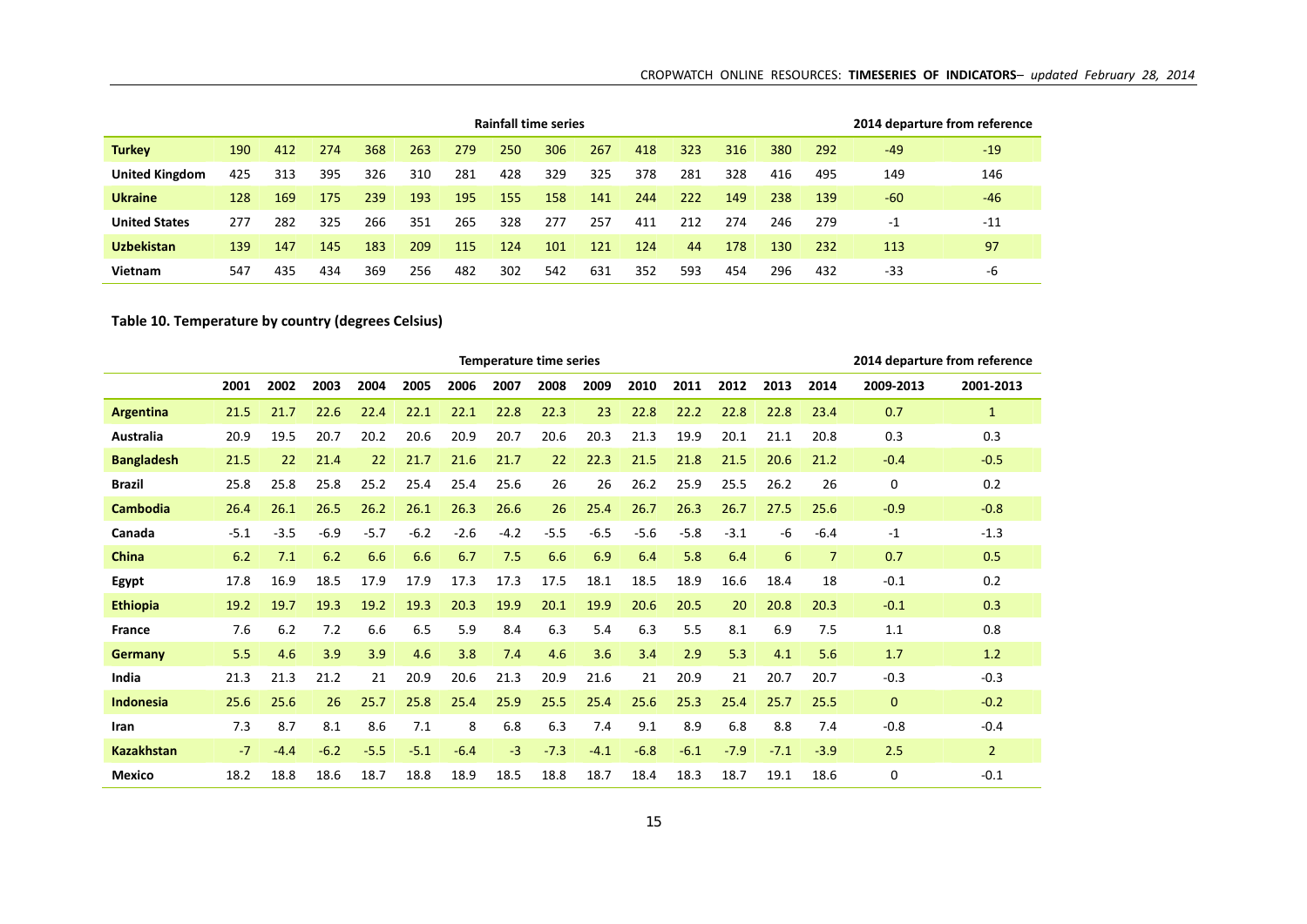| | Rainfall time series | | | | | | | | | | | | | | 2014 departure from reference | |
|---|---|---|---|---|---|---|---|---|---|---|---|---|---|---|---|---|
| **Turkey** | 190 | 412 | 274 | 368 | 263 | 279 | 250 | 306 | 267 | 418 | 323 | 316 | 380 | 292 | -49 | -19 |
| **United Kingdom** | 425 | 313 | 395 | 326 | 310 | 281 | 428 | 329 | 325 | 378 | 281 | 328 | 416 | 495 | 149 | 146 |
| **Ukraine** | 128 | 169 | 175 | 239 | 193 | 195 | 155 | 158 | 141 | 244 | 222 | 149 | 238 | 139 | -60 | -46 |
| **United States** | 277 | 282 | 325 | 266 | 351 | 265 | 328 | 277 | 257 | 411 | 212 | 274 | 246 | 279 | -1 | -11 |
| **Uzbekistan** | 139 | 147 | 145 | 183 | 209 | 115 | 124 | 101 | 121 | 124 | 44 | 178 | 130 | 232 | 113 | 97 |
| **Vietnam** | 547 | 435 | 434 | 369 | 256 | 482 | 302 | 542 | 631 | 352 | 593 | 454 | 296 | 432 | -33 | -6 |

**Table 10. Temperature by country (degrees Celsius)**

| | Temperature time series | | | | | | | | | | | | | | 2014 departure from reference | |
|---|---|---|---|---|---|---|---|---|---|---|---|---|---|---|---|---|
| | **2001** | **2002** | **2003** | **2004** | **2005** | **2006** | **2007** | **2008** | **2009** | **2010** | **2011** | **2012** | **2013** | **2014** | **2009-2013** | **2001-2013** |
| **Argentina** | 21.5 | 21.7 | 22.6 | 22.4 | 22.1 | 22.1 | 22.8 | 22.3 | 23 | 22.8 | 22.2 | 22.8 | 22.8 | 23.4 | 0.7 | 1 |
| **Australia** | 20.9 | 19.5 | 20.7 | 20.2 | 20.6 | 20.9 | 20.7 | 20.6 | 20.3 | 21.3 | 19.9 | 20.1 | 21.1 | 20.8 | 0.3 | 0.3 |
| **Bangladesh** | 21.5 | 22 | 21.4 | 22 | 21.7 | 21.6 | 21.7 | 22 | 22.3 | 21.5 | 21.8 | 21.5 | 20.6 | 21.2 | -0.4 | -0.5 |
| **Brazil** | 25.8 | 25.8 | 25.8 | 25.2 | 25.4 | 25.4 | 25.6 | 26 | 26 | 26.2 | 25.9 | 25.5 | 26.2 | 26 | 0 | 0.2 |
| **Cambodia** | 26.4 | 26.1 | 26.5 | 26.2 | 26.1 | 26.3 | 26.6 | 26 | 25.4 | 26.7 | 26.3 | 26.7 | 27.5 | 25.6 | -0.9 | -0.8 |
| **Canada** | -5.1 | -3.5 | -6.9 | -5.7 | -6.2 | -2.6 | -4.2 | -5.5 | -6.5 | -5.6 | -5.8 | -3.1 | -6 | -6.4 | -1 | -1.3 |
| **China** | 6.2 | 7.1 | 6.2 | 6.6 | 6.6 | 6.7 | 7.5 | 6.6 | 6.9 | 6.4 | 5.8 | 6.4 | 6 | 7 | 0.7 | 0.5 |
| **Egypt** | 17.8 | 16.9 | 18.5 | 17.9 | 17.9 | 17.3 | 17.3 | 17.5 | 18.1 | 18.5 | 18.9 | 16.6 | 18.4 | 18 | -0.1 | 0.2 |
| **Ethiopia** | 19.2 | 19.7 | 19.3 | 19.2 | 19.3 | 20.3 | 19.9 | 20.1 | 19.9 | 20.6 | 20.5 | 20 | 20.8 | 20.3 | -0.1 | 0.3 |
| **France** | 7.6 | 6.2 | 7.2 | 6.6 | 6.5 | 5.9 | 8.4 | 6.3 | 5.4 | 6.3 | 5.5 | 8.1 | 6.9 | 7.5 | 1.1 | 0.8 |
| **Germany** | 5.5 | 4.6 | 3.9 | 3.9 | 4.6 | 3.8 | 7.4 | 4.6 | 3.6 | 3.4 | 2.9 | 5.3 | 4.1 | 5.6 | 1.7 | 1.2 |
| **India** | 21.3 | 21.3 | 21.2 | 21 | 20.9 | 20.6 | 21.3 | 20.9 | 21.6 | 21 | 20.9 | 21 | 20.7 | 20.7 | -0.3 | -0.3 |
| **Indonesia** | 25.6 | 25.6 | 26 | 25.7 | 25.8 | 25.4 | 25.9 | 25.5 | 25.4 | 25.6 | 25.3 | 25.4 | 25.7 | 25.5 | 0 | -0.2 |
| **Iran** | 7.3 | 8.7 | 8.1 | 8.6 | 7.1 | 8 | 6.8 | 6.3 | 7.4 | 9.1 | 8.9 | 6.8 | 8.8 | 7.4 | -0.8 | -0.4 |
| **Kazakhstan** | -7 | -4.4 | -6.2 | -5.5 | -5.1 | -6.4 | -3 | -7.3 | -4.1 | -6.8 | -6.1 | -7.9 | -7.1 | -3.9 | 2.5 | 2 |
| **Mexico** | 18.2 | 18.8 | 18.6 | 18.7 | 18.8 | 18.9 | 18.5 | 18.8 | 18.7 | 18.4 | 18.3 | 18.7 | 19.1 | 18.6 | 0 | -0.1 |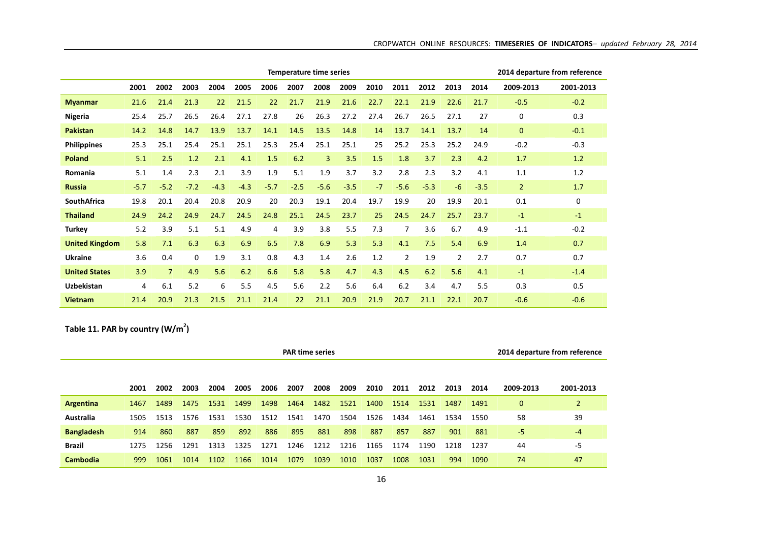| | Temperature time series | | | | | | | | | | | | | | 2014 departure from reference | |
|---|---|---|---|---|---|---|---|---|---|---|---|---|---|---|---|---|
| | 2001 | 2002 | 2003 | 2004 | 2005 | 2006 | 2007 | 2008 | 2009 | 2010 | 2011 | 2012 | 2013 | 2014 | 2009-2013 | 2001-2013 |
| **Myanmar** | 21.6 | 21.4 | 21.3 | 22 | 21.5 | 22 | 21.7 | 21.9 | 21.6 | 22.7 | 22.1 | 21.9 | 22.6 | 21.7 | -0.5 | -0.2 |
| **Nigeria** | 25.4 | 25.7 | 26.5 | 26.4 | 27.1 | 27.8 | 26 | 26.3 | 27.2 | 27.4 | 26.7 | 26.5 | 27.1 | 27 | 0 | 0.3 |
| **Pakistan** | 14.2 | 14.8 | 14.7 | 13.9 | 13.7 | 14.1 | 14.5 | 13.5 | 14.8 | 14 | 13.7 | 14.1 | 13.7 | 14 | 0 | -0.1 |
| **Philippines** | 25.3 | 25.1 | 25.4 | 25.1 | 25.1 | 25.3 | 25.4 | 25.1 | 25.1 | 25 | 25.2 | 25.3 | 25.2 | 24.9 | -0.2 | -0.3 |
| **Poland** | 5.1 | 2.5 | 1.2 | 2.1 | 4.1 | 1.5 | 6.2 | 3 | 3.5 | 1.5 | 1.8 | 3.7 | 2.3 | 4.2 | 1.7 | 1.2 |
| **Romania** | 5.1 | 1.4 | 2.3 | 2.1 | 3.9 | 1.9 | 5.1 | 1.9 | 3.7 | 3.2 | 2.8 | 2.3 | 3.2 | 4.1 | 1.1 | 1.2 |
| **Russia** | -5.7 | -5.2 | -7.2 | -4.3 | -4.3 | -5.7 | -2.5 | -5.6 | -3.5 | -7 | -5.6 | -5.3 | -6 | -3.5 | 2 | 1.7 |
| **SouthAfrica** | 19.8 | 20.1 | 20.4 | 20.8 | 20.9 | 20 | 20.3 | 19.1 | 20.4 | 19.7 | 19.9 | 20 | 19.9 | 20.1 | 0.1 | 0 |
| **Thailand** | 24.9 | 24.2 | 24.9 | 24.7 | 24.5 | 24.8 | 25.1 | 24.5 | 23.7 | 25 | 24.5 | 24.7 | 25.7 | 23.7 | -1 | -1 |
| **Turkey** | 5.2 | 3.9 | 5.1 | 5.1 | 4.9 | 4 | 3.9 | 3.8 | 5.5 | 7.3 | 7 | 3.6 | 6.7 | 4.9 | -1.1 | -0.2 |
| **United Kingdom** | 5.8 | 7.1 | 6.3 | 6.3 | 6.9 | 6.5 | 7.8 | 6.9 | 5.3 | 5.3 | 4.1 | 7.5 | 5.4 | 6.9 | 1.4 | 0.7 |
| **Ukraine** | 3.6 | 0.4 | 0 | 1.9 | 3.1 | 0.8 | 4.3 | 1.4 | 2.6 | 1.2 | 2 | 1.9 | 2 | 2.7 | 0.7 | 0.7 |
| **United States** | 3.9 | 7 | 4.9 | 5.6 | 6.2 | 6.6 | 5.8 | 5.8 | 4.7 | 4.3 | 4.5 | 6.2 | 5.6 | 4.1 | -1 | -1.4 |
| **Uzbekistan** | 4 | 6.1 | 5.2 | 6 | 5.5 | 4.5 | 5.6 | 2.2 | 5.6 | 6.4 | 6.2 | 3.4 | 4.7 | 5.5 | 0.3 | 0.5 |
| **Vietnam** | 21.4 | 20.9 | 21.3 | 21.5 | 21.1 | 21.4 | 22 | 21.1 | 20.9 | 21.9 | 20.7 | 21.1 | 22.1 | 20.7 | -0.6 | -0.6 |

**Table 11. PAR by country ($W/m^2$)**

| | PAR time series | | | | | | | | | | | | | | 2014 departure from reference | |
|---|---|---|---|---|---|---|---|---|---|---|---|---|---|---|---|---|
| | 2001 | 2002 | 2003 | 2004 | 2005 | 2006 | 2007 | 2008 | 2009 | 2010 | 2011 | 2012 | 2013 | 2014 | 2009-2013 | 2001-2013 |
| **Argentina** | 1467 | 1489 | 1475 | 1531 | 1499 | 1498 | 1464 | 1482 | 1521 | 1400 | 1514 | 1531 | 1487 | 1491 | 0 | 2 |
| **Australia** | 1505 | 1513 | 1576 | 1531 | 1530 | 1512 | 1541 | 1470 | 1504 | 1526 | 1434 | 1461 | 1534 | 1550 | 58 | 39 |
| **Bangladesh** | 914 | 860 | 887 | 859 | 892 | 886 | 895 | 881 | 898 | 887 | 857 | 887 | 901 | 881 | -5 | -4 |
| **Brazil** | 1275 | 1256 | 1291 | 1313 | 1325 | 1271 | 1246 | 1212 | 1216 | 1165 | 1174 | 1190 | 1218 | 1237 | 44 | -5 |
| **Cambodia** | 999 | 1061 | 1014 | 1102 | 1166 | 1014 | 1079 | 1039 | 1010 | 1037 | 1008 | 1031 | 994 | 1090 | 74 | 47 |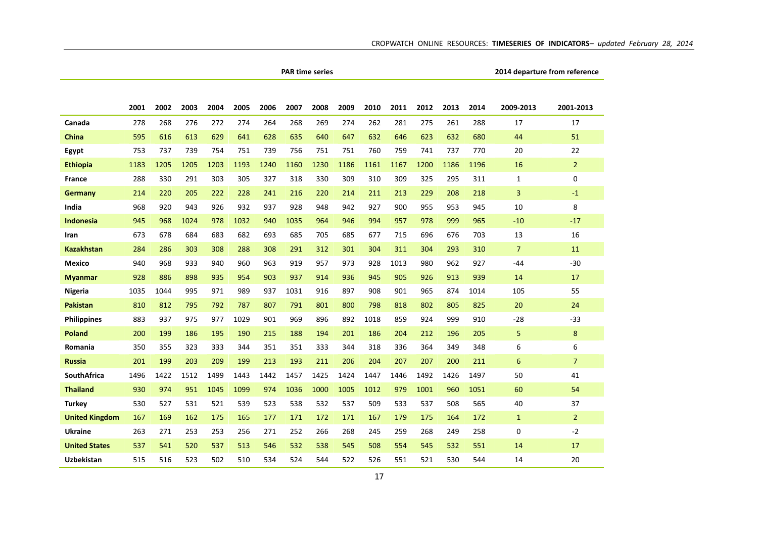| | PAR time series | | | | | | | | | | | | | | 2014 departure from reference | |
|---|---|---|---|---|---|---|---|---|---|---|---|---|---|---|---|---|
| | 2001 | 2002 | 2003 | 2004 | 2005 | 2006 | 2007 | 2008 | 2009 | 2010 | 2011 | 2012 | 2013 | 2014 | 2009-2013 | 2001-2013 |
| **Canada** | 278 | 268 | 276 | 272 | 274 | 264 | 268 | 269 | 274 | 262 | 281 | 275 | 261 | 288 | 17 | 17 |
| **China** | 595 | 616 | 613 | 629 | 641 | 628 | 635 | 640 | 647 | 632 | 646 | 623 | 632 | 680 | 44 | 51 |
| **Egypt** | 753 | 737 | 739 | 754 | 751 | 739 | 756 | 751 | 751 | 760 | 759 | 741 | 737 | 770 | 20 | 22 |
| **Ethiopia** | 1183 | 1205 | 1205 | 1203 | 1193 | 1240 | 1160 | 1230 | 1186 | 1161 | 1167 | 1200 | 1186 | 1196 | 16 | 2 |
| **France** | 288 | 330 | 291 | 303 | 305 | 327 | 318 | 330 | 309 | 310 | 309 | 325 | 295 | 311 | 1 | 0 |
| **Germany** | 214 | 220 | 205 | 222 | 228 | 241 | 216 | 220 | 214 | 211 | 213 | 229 | 208 | 218 | 3 | -1 |
| **India** | 968 | 920 | 943 | 926 | 932 | 937 | 928 | 948 | 942 | 927 | 900 | 955 | 953 | 945 | 10 | 8 |
| **Indonesia** | 945 | 968 | 1024 | 978 | 1032 | 940 | 1035 | 964 | 946 | 994 | 957 | 978 | 999 | 965 | -10 | -17 |
| **Iran** | 673 | 678 | 684 | 683 | 682 | 693 | 685 | 705 | 685 | 677 | 715 | 696 | 676 | 703 | 13 | 16 |
| **Kazakhstan** | 284 | 286 | 303 | 308 | 288 | 308 | 291 | 312 | 301 | 304 | 311 | 304 | 293 | 310 | 7 | 11 |
| **Mexico** | 940 | 968 | 933 | 940 | 960 | 963 | 919 | 957 | 973 | 928 | 1013 | 980 | 962 | 927 | -44 | -30 |
| **Myanmar** | 928 | 886 | 898 | 935 | 954 | 903 | 937 | 914 | 936 | 945 | 905 | 926 | 913 | 939 | 14 | 17 |
| **Nigeria** | 1035 | 1044 | 995 | 971 | 989 | 937 | 1031 | 916 | 897 | 908 | 901 | 965 | 874 | 1014 | 105 | 55 |
| **Pakistan** | 810 | 812 | 795 | 792 | 787 | 807 | 791 | 801 | 800 | 798 | 818 | 802 | 805 | 825 | 20 | 24 |
| **Philippines** | 883 | 937 | 975 | 977 | 1029 | 901 | 969 | 896 | 892 | 1018 | 859 | 924 | 999 | 910 | -28 | -33 |
| **Poland** | 200 | 199 | 186 | 195 | 190 | 215 | 188 | 194 | 201 | 186 | 204 | 212 | 196 | 205 | 5 | 8 |
| **Romania** | 350 | 355 | 323 | 333 | 344 | 351 | 351 | 333 | 344 | 318 | 336 | 364 | 349 | 348 | 6 | 6 |
| **Russia** | 201 | 199 | 203 | 209 | 199 | 213 | 193 | 211 | 206 | 204 | 207 | 207 | 200 | 211 | 6 | 7 |
| **SouthAfrica** | 1496 | 1422 | 1512 | 1499 | 1443 | 1442 | 1457 | 1425 | 1424 | 1447 | 1446 | 1492 | 1426 | 1497 | 50 | 41 |
| **Thailand** | 930 | 974 | 951 | 1045 | 1099 | 974 | 1036 | 1000 | 1005 | 1012 | 979 | 1001 | 960 | 1051 | 60 | 54 |
| **Turkey** | 530 | 527 | 531 | 521 | 539 | 523 | 538 | 532 | 537 | 509 | 533 | 537 | 508 | 565 | 40 | 37 |
| **United Kingdom** | 167 | 169 | 162 | 175 | 165 | 177 | 171 | 172 | 171 | 167 | 179 | 175 | 164 | 172 | 1 | 2 |
| **Ukraine** | 263 | 271 | 253 | 253 | 256 | 271 | 252 | 266 | 268 | 245 | 259 | 268 | 249 | 258 | 0 | -2 |
| **United States** | 537 | 541 | 520 | 537 | 513 | 546 | 532 | 538 | 545 | 508 | 554 | 545 | 532 | 551 | 14 | 17 |
| **Uzbekistan** | 515 | 516 | 523 | 502 | 510 | 534 | 524 | 544 | 522 | 526 | 551 | 521 | 530 | 544 | 14 | 20 |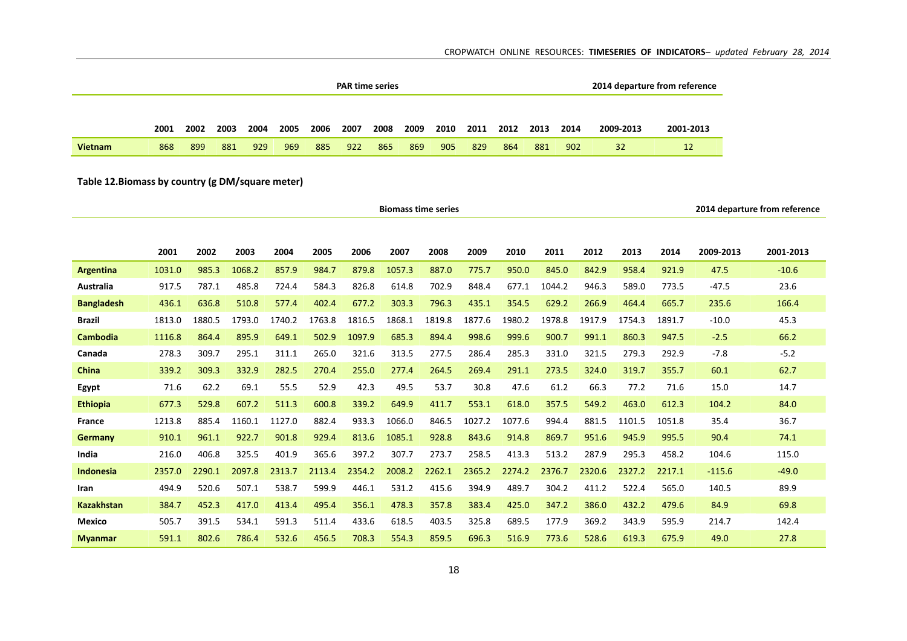| | PAR time series | | | | | | | | | | | | | | 2014 departure from reference | |
|---|---|---|---|---|---|---|---|---|---|---|---|---|---|---|---|---|
| | 2001 | 2002 | 2003 | 2004 | 2005 | 2006 | 2007 | 2008 | 2009 | 2010 | 2011 | 2012 | 2013 | 2014 | 2009-2013 | 2001-2013 |
| **Vietnam** | 868 | 899 | 881 | 929 | 969 | 885 | 922 | 865 | 869 | 905 | 829 | 864 | 881 | 902 | 32 | 12 |

**Table 12.Biomass by country (g DM/square meter)**

| | Biomass time series | | | | | | | | | | | | | | 2014 departure from reference | |
|---|---|---|---|---|---|---|---|---|---|---|---|---|---|---|---|---|
| | 2001 | 2002 | 2003 | 2004 | 2005 | 2006 | 2007 | 2008 | 2009 | 2010 | 2011 | 2012 | 2013 | 2014 | 2009-2013 | 2001-2013 |
| **Argentina** | 1031.0 | 985.3 | 1068.2 | 857.9 | 984.7 | 879.8 | 1057.3 | 887.0 | 775.7 | 950.0 | 845.0 | 842.9 | 958.4 | 921.9 | 47.5 | -10.6 |
| **Australia** | 917.5 | 787.1 | 485.8 | 724.4 | 584.3 | 826.8 | 614.8 | 702.9 | 848.4 | 677.1 | 1044.2 | 946.3 | 589.0 | 773.5 | -47.5 | 23.6 |
| **Bangladesh** | 436.1 | 636.8 | 510.8 | 577.4 | 402.4 | 677.2 | 303.3 | 796.3 | 435.1 | 354.5 | 629.2 | 266.9 | 464.4 | 665.7 | 235.6 | 166.4 |
| **Brazil** | 1813.0 | 1880.5 | 1793.0 | 1740.2 | 1763.8 | 1816.5 | 1868.1 | 1819.8 | 1877.6 | 1980.2 | 1978.8 | 1917.9 | 1754.3 | 1891.7 | -10.0 | 45.3 |
| **Cambodia** | 1116.8 | 864.4 | 895.9 | 649.1 | 502.9 | 1097.9 | 685.3 | 894.4 | 998.6 | 999.6 | 900.7 | 991.1 | 860.3 | 947.5 | -2.5 | 66.2 |
| **Canada** | 278.3 | 309.7 | 295.1 | 311.1 | 265.0 | 321.6 | 313.5 | 277.5 | 286.4 | 285.3 | 331.0 | 321.5 | 279.3 | 292.9 | -7.8 | -5.2 |
| **China** | 339.2 | 309.3 | 332.9 | 282.5 | 270.4 | 255.0 | 277.4 | 264.5 | 269.4 | 291.1 | 273.5 | 324.0 | 319.7 | 355.7 | 60.1 | 62.7 |
| **Egypt** | 71.6 | 62.2 | 69.1 | 55.5 | 52.9 | 42.3 | 49.5 | 53.7 | 30.8 | 47.6 | 61.2 | 66.3 | 77.2 | 71.6 | 15.0 | 14.7 |
| **Ethiopia** | 677.3 | 529.8 | 607.2 | 511.3 | 600.8 | 339.2 | 649.9 | 411.7 | 553.1 | 618.0 | 357.5 | 549.2 | 463.0 | 612.3 | 104.2 | 84.0 |
| **France** | 1213.8 | 885.4 | 1160.1 | 1127.0 | 882.4 | 933.3 | 1066.0 | 846.5 | 1027.2 | 1077.6 | 994.4 | 881.5 | 1101.5 | 1051.8 | 35.4 | 36.7 |
| **Germany** | 910.1 | 961.1 | 922.7 | 901.8 | 929.4 | 813.6 | 1085.1 | 928.8 | 843.6 | 914.8 | 869.7 | 951.6 | 945.9 | 995.5 | 90.4 | 74.1 |
| **India** | 216.0 | 406.8 | 325.5 | 401.9 | 365.6 | 397.2 | 307.7 | 273.7 | 258.5 | 413.3 | 513.2 | 287.9 | 295.3 | 458.2 | 104.6 | 115.0 |
| **Indonesia** | 2357.0 | 2290.1 | 2097.8 | 2313.7 | 2113.4 | 2354.2 | 2008.2 | 2262.1 | 2365.2 | 2274.2 | 2376.7 | 2320.6 | 2327.2 | 2217.1 | -115.6 | -49.0 |
| **Iran** | 494.9 | 520.6 | 507.1 | 538.7 | 599.9 | 446.1 | 531.2 | 415.6 | 394.9 | 489.7 | 304.2 | 411.2 | 522.4 | 565.0 | 140.5 | 89.9 |
| **Kazakhstan** | 384.7 | 452.3 | 417.0 | 413.4 | 495.4 | 356.1 | 478.3 | 357.8 | 383.4 | 425.0 | 347.2 | 386.0 | 432.2 | 479.6 | 84.9 | 69.8 |
| **Mexico** | 505.7 | 391.5 | 534.1 | 591.3 | 511.4 | 433.6 | 618.5 | 403.5 | 325.8 | 689.5 | 177.9 | 369.2 | 343.9 | 595.9 | 214.7 | 142.4 |
| **Myanmar** | 591.1 | 802.6 | 786.4 | 532.6 | 456.5 | 708.3 | 554.3 | 859.5 | 696.3 | 516.9 | 773.6 | 528.6 | 619.3 | 675.9 | 49.0 | 27.8 |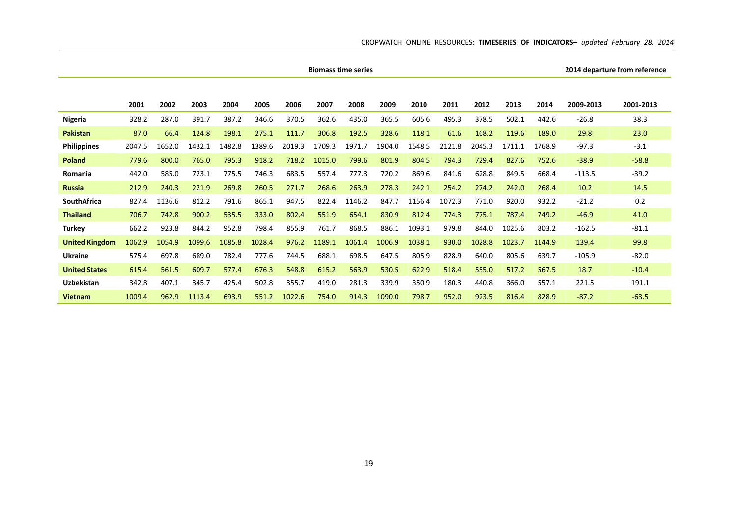| | Biomass time series | | | | | | | | | | | | | | 2014 departure from reference | |
|---|---|---|---|---|---|---|---|---|---|---|---|---|---|---|---|---|
| | 2001 | 2002 | 2003 | 2004 | 2005 | 2006 | 2007 | 2008 | 2009 | 2010 | 2011 | 2012 | 2013 | 2014 | 2009-2013 | 2001-2013 |
| **Nigeria** | 328.2 | 287.0 | 391.7 | 387.2 | 346.6 | 370.5 | 362.6 | 435.0 | 365.5 | 605.6 | 495.3 | 378.5 | 502.1 | 442.6 | -26.8 | 38.3 |
| **Pakistan** | 87.0 | 66.4 | 124.8 | 198.1 | 275.1 | 111.7 | 306.8 | 192.5 | 328.6 | 118.1 | 61.6 | 168.2 | 119.6 | 189.0 | 29.8 | 23.0 |
| **Philippines** | 2047.5 | 1652.0 | 1432.1 | 1482.8 | 1389.6 | 2019.3 | 1709.3 | 1971.7 | 1904.0 | 1548.5 | 2121.8 | 2045.3 | 1711.1 | 1768.9 | -97.3 | -3.1 |
| **Poland** | 779.6 | 800.0 | 765.0 | 795.3 | 918.2 | 718.2 | 1015.0 | 799.6 | 801.9 | 804.5 | 794.3 | 729.4 | 827.6 | 752.6 | -38.9 | -58.8 |
| **Romania** | 442.0 | 585.0 | 723.1 | 775.5 | 746.3 | 683.5 | 557.4 | 777.3 | 720.2 | 869.6 | 841.6 | 628.8 | 849.5 | 668.4 | -113.5 | -39.2 |
| **Russia** | 212.9 | 240.3 | 221.9 | 269.8 | 260.5 | 271.7 | 268.6 | 263.9 | 278.3 | 242.1 | 254.2 | 274.2 | 242.0 | 268.4 | 10.2 | 14.5 |
| **SouthAfrica** | 827.4 | 1136.6 | 812.2 | 791.6 | 865.1 | 947.5 | 822.4 | 1146.2 | 847.7 | 1156.4 | 1072.3 | 771.0 | 920.0 | 932.2 | -21.2 | 0.2 |
| **Thailand** | 706.7 | 742.8 | 900.2 | 535.5 | 333.0 | 802.4 | 551.9 | 654.1 | 830.9 | 812.4 | 774.3 | 775.1 | 787.4 | 749.2 | -46.9 | 41.0 |
| **Turkey** | 662.2 | 923.8 | 844.2 | 952.8 | 798.4 | 855.9 | 761.7 | 868.5 | 886.1 | 1093.1 | 979.8 | 844.0 | 1025.6 | 803.2 | -162.5 | -81.1 |
| **United Kingdom** | 1062.9 | 1054.9 | 1099.6 | 1085.8 | 1028.4 | 976.2 | 1189.1 | 1061.4 | 1006.9 | 1038.1 | 930.0 | 1028.8 | 1023.7 | 1144.9 | 139.4 | 99.8 |
| **Ukraine** | 575.4 | 697.8 | 689.0 | 782.4 | 777.6 | 744.5 | 688.1 | 698.5 | 647.5 | 805.9 | 828.9 | 640.0 | 805.6 | 639.7 | -105.9 | -82.0 |
| **United States** | 615.4 | 561.5 | 609.7 | 577.4 | 676.3 | 548.8 | 615.2 | 563.9 | 530.5 | 622.9 | 518.4 | 555.0 | 517.2 | 567.5 | 18.7 | -10.4 |
| **Uzbekistan** | 342.8 | 407.1 | 345.7 | 425.4 | 502.8 | 355.7 | 419.0 | 281.3 | 339.9 | 350.9 | 180.3 | 440.8 | 366.0 | 557.1 | 221.5 | 191.1 |
| **Vietnam** | 1009.4 | 962.9 | 1113.4 | 693.9 | 551.2 | 1022.6 | 754.0 | 914.3 | 1090.0 | 798.7 | 952.0 | 923.5 | 816.4 | 828.9 | -87.2 | -63.5 |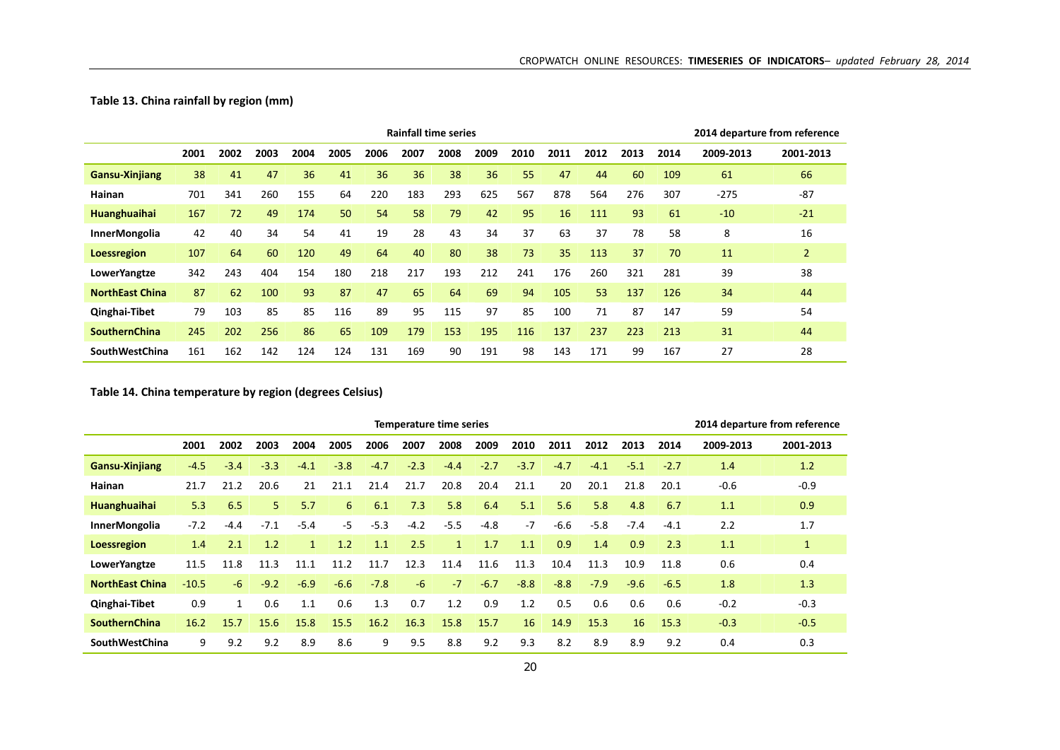**Table 13. China rainfall by region (mm)**

| | Rainfall time series | | | | | | | | | | | | | | 2014 departure from reference | |
|---|---|---|---|---|---|---|---|---|---|---|---|---|---|---|---|---|
| | 2001 | 2002 | 2003 | 2004 | 2005 | 2006 | 2007 | 2008 | 2009 | 2010 | 2011 | 2012 | 2013 | 2014 | 2009-2013 | 2001-2013 |
| **Gansu-Xinjiang** | 38 | 41 | 47 | 36 | 41 | 36 | 36 | 38 | 36 | 55 | 47 | 44 | 60 | 109 | 61 | 66 |
| **Hainan** | 701 | 341 | 260 | 155 | 64 | 220 | 183 | 293 | 625 | 567 | 878 | 564 | 276 | 307 | -275 | -87 |
| **Huanghuaihai** | 167 | 72 | 49 | 174 | 50 | 54 | 58 | 79 | 42 | 95 | 16 | 111 | 93 | 61 | -10 | -21 |
| **InnerMongolia** | 42 | 40 | 34 | 54 | 41 | 19 | 28 | 43 | 34 | 37 | 63 | 37 | 78 | 58 | 8 | 16 |
| **Loessregion** | 107 | 64 | 60 | 120 | 49 | 64 | 40 | 80 | 38 | 73 | 35 | 113 | 37 | 70 | 11 | 2 |
| **LowerYangtze** | 342 | 243 | 404 | 154 | 180 | 218 | 217 | 193 | 212 | 241 | 176 | 260 | 321 | 281 | 39 | 38 |
| **NorthEast China** | 87 | 62 | 100 | 93 | 87 | 47 | 65 | 64 | 69 | 94 | 105 | 53 | 137 | 126 | 34 | 44 |
| **Qinghai-Tibet** | 79 | 103 | 85 | 85 | 116 | 89 | 95 | 115 | 97 | 85 | 100 | 71 | 87 | 147 | 59 | 54 |
| **SouthernChina** | 245 | 202 | 256 | 86 | 65 | 109 | 179 | 153 | 195 | 116 | 137 | 237 | 223 | 213 | 31 | 44 |
| **SouthWestChina** | 161 | 162 | 142 | 124 | 124 | 131 | 169 | 90 | 191 | 98 | 143 | 171 | 99 | 167 | 27 | 28 |

**Table 14. China temperature by region (degrees Celsius)**

| | Temperature time series | | | | | | | | | | | | | | 2014 departure from reference | |
|---|---|---|---|---|---|---|---|---|---|---|---|---|---|---|---|---|
| | 2001 | 2002 | 2003 | 2004 | 2005 | 2006 | 2007 | 2008 | 2009 | 2010 | 2011 | 2012 | 2013 | 2014 | 2009-2013 | 2001-2013 |
| **Gansu-Xinjiang** | -4.5 | -3.4 | -3.3 | -4.1 | -3.8 | -4.7 | -2.3 | -4.4 | -2.7 | -3.7 | -4.7 | -4.1 | -5.1 | -2.7 | 1.4 | 1.2 |
| **Hainan** | 21.7 | 21.2 | 20.6 | 21 | 21.1 | 21.4 | 21.7 | 20.8 | 20.4 | 21.1 | 20 | 20.1 | 21.8 | 20.1 | -0.6 | -0.9 |
| **Huanghuaihai** | 5.3 | 6.5 | 5 | 5.7 | 6 | 6.1 | 7.3 | 5.8 | 6.4 | 5.1 | 5.6 | 5.8 | 4.8 | 6.7 | 1.1 | 0.9 |
| **InnerMongolia** | -7.2 | -4.4 | -7.1 | -5.4 | -5 | -5.3 | -4.2 | -5.5 | -4.8 | -7 | -6.6 | -5.8 | -7.4 | -4.1 | 2.2 | 1.7 |
| **Loessregion** | 1.4 | 2.1 | 1.2 | 1 | 1.2 | 1.1 | 2.5 | 1 | 1.7 | 1.1 | 0.9 | 1.4 | 0.9 | 2.3 | 1.1 | 1 |
| **LowerYangtze** | 11.5 | 11.8 | 11.3 | 11.1 | 11.2 | 11.7 | 12.3 | 11.4 | 11.6 | 11.3 | 10.4 | 11.3 | 10.9 | 11.8 | 0.6 | 0.4 |
| **NorthEast China** | -10.5 | -6 | -9.2 | -6.9 | -6.6 | -7.8 | -6 | -7 | -6.7 | -8.8 | -8.8 | -7.9 | -9.6 | -6.5 | 1.8 | 1.3 |
| **Qinghai-Tibet** | 0.9 | 1 | 0.6 | 1.1 | 0.6 | 1.3 | 0.7 | 1.2 | 0.9 | 1.2 | 0.5 | 0.6 | 0.6 | 0.6 | -0.2 | -0.3 |
| **SouthernChina** | 16.2 | 15.7 | 15.6 | 15.8 | 15.5 | 16.2 | 16.3 | 15.8 | 15.7 | 16 | 14.9 | 15.3 | 16 | 15.3 | -0.3 | -0.5 |
| **SouthWestChina** | 9 | 9.2 | 9.2 | 8.9 | 8.6 | 9 | 9.5 | 8.8 | 9.2 | 9.3 | 8.2 | 8.9 | 8.9 | 9.2 | 0.4 | 0.3 |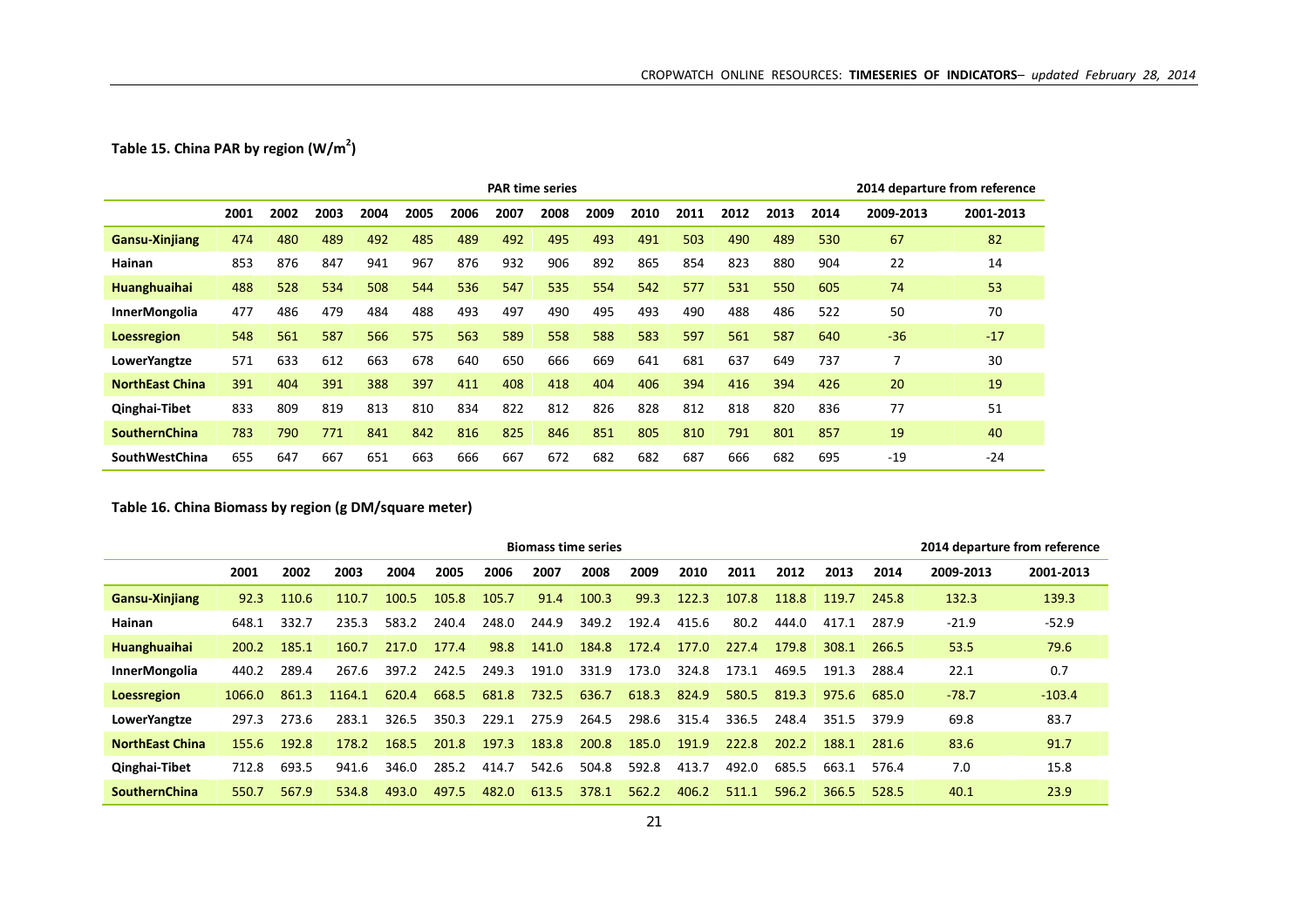**Table 15. China PAR by region (W/m$^2$)**

| | PAR time series | | | | | | | | | | | | | | 2014 departure from reference | |
|---|---|---|---|---|---|---|---|---|---|---|---|---|---|---|---|---|
| | 2001 | 2002 | 2003 | 2004 | 2005 | 2006 | 2007 | 2008 | 2009 | 2010 | 2011 | 2012 | 2013 | 2014 | 2009-2013 | 2001-2013 |
| **Gansu-Xinjiang** | 474 | 480 | 489 | 492 | 485 | 489 | 492 | 495 | 493 | 491 | 503 | 490 | 489 | 530 | 67 | 82 |
| **Hainan** | 853 | 876 | 847 | 941 | 967 | 876 | 932 | 906 | 892 | 865 | 854 | 823 | 880 | 904 | 22 | 14 |
| **Huanghuaihai** | 488 | 528 | 534 | 508 | 544 | 536 | 547 | 535 | 554 | 542 | 577 | 531 | 550 | 605 | 74 | 53 |
| **InnerMongolia** | 477 | 486 | 479 | 484 | 488 | 493 | 497 | 490 | 495 | 493 | 490 | 488 | 486 | 522 | 50 | 70 |
| **Loessregion** | 548 | 561 | 587 | 566 | 575 | 563 | 589 | 558 | 588 | 583 | 597 | 561 | 587 | 640 | -36 | -17 |
| **LowerYangtze** | 571 | 633 | 612 | 663 | 678 | 640 | 650 | 666 | 669 | 641 | 681 | 637 | 649 | 737 | 7 | 30 |
| **NorthEast China** | 391 | 404 | 391 | 388 | 397 | 411 | 408 | 418 | 404 | 406 | 394 | 416 | 394 | 426 | 20 | 19 |
| **Qinghai-Tibet** | 833 | 809 | 819 | 813 | 810 | 834 | 822 | 812 | 826 | 828 | 812 | 818 | 820 | 836 | 77 | 51 |
| **SouthernChina** | 783 | 790 | 771 | 841 | 842 | 816 | 825 | 846 | 851 | 805 | 810 | 791 | 801 | 857 | 19 | 40 |
| **SouthWestChina** | 655 | 647 | 667 | 651 | 663 | 666 | 667 | 672 | 682 | 682 | 687 | 666 | 682 | 695 | -19 | -24 |

**Table 16. China Biomass by region (g DM/square meter)**

| | Biomass time series | | | | | | | | | | | | | | 2014 departure from reference | |
|---|---|---|---|---|---|---|---|---|---|---|---|---|---|---|---|---|
| | 2001 | 2002 | 2003 | 2004 | 2005 | 2006 | 2007 | 2008 | 2009 | 2010 | 2011 | 2012 | 2013 | 2014 | 2009-2013 | 2001-2013 |
| **Gansu-Xinjiang** | 92.3 | 110.6 | 110.7 | 100.5 | 105.8 | 105.7 | 91.4 | 100.3 | 99.3 | 122.3 | 107.8 | 118.8 | 119.7 | 245.8 | 132.3 | 139.3 |
| **Hainan** | 648.1 | 332.7 | 235.3 | 583.2 | 240.4 | 248.0 | 244.9 | 349.2 | 192.4 | 415.6 | 80.2 | 444.0 | 417.1 | 287.9 | -21.9 | -52.9 |
| **Huanghuaihai** | 200.2 | 185.1 | 160.7 | 217.0 | 177.4 | 98.8 | 141.0 | 184.8 | 172.4 | 177.0 | 227.4 | 179.8 | 308.1 | 266.5 | 53.5 | 79.6 |
| **InnerMongolia** | 440.2 | 289.4 | 267.6 | 397.2 | 242.5 | 249.3 | 191.0 | 331.9 | 173.0 | 324.8 | 173.1 | 469.5 | 191.3 | 288.4 | 22.1 | 0.7 |
| **Loessregion** | 1066.0 | 861.3 | 1164.1 | 620.4 | 668.5 | 681.8 | 732.5 | 636.7 | 618.3 | 824.9 | 580.5 | 819.3 | 975.6 | 685.0 | -78.7 | -103.4 |
| **LowerYangtze** | 297.3 | 273.6 | 283.1 | 326.5 | 350.3 | 229.1 | 275.9 | 264.5 | 298.6 | 315.4 | 336.5 | 248.4 | 351.5 | 379.9 | 69.8 | 83.7 |
| **NorthEast China** | 155.6 | 192.8 | 178.2 | 168.5 | 201.8 | 197.3 | 183.8 | 200.8 | 185.0 | 191.9 | 222.8 | 202.2 | 188.1 | 281.6 | 83.6 | 91.7 |
| **Qinghai-Tibet** | 712.8 | 693.5 | 941.6 | 346.0 | 285.2 | 414.7 | 542.6 | 504.8 | 592.8 | 413.7 | 492.0 | 685.5 | 663.1 | 576.4 | 7.0 | 15.8 |
| **SouthernChina** | 550.7 | 567.9 | 534.8 | 493.0 | 497.5 | 482.0 | 613.5 | 378.1 | 562.2 | 406.2 | 511.1 | 596.2 | 366.5 | 528.5 | 40.1 | 23.9 |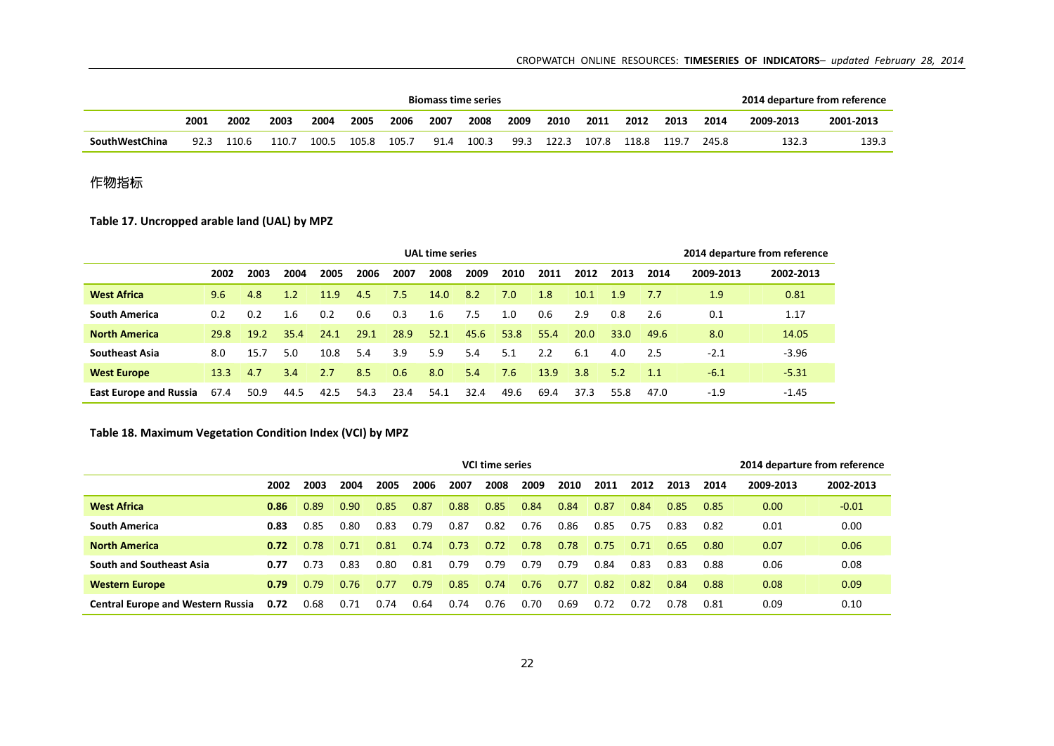| | Biomass time series | | | | | | | | | | | | | | 2014 departure from reference | |
|---|---|---|---|---|---|---|---|---|---|---|---|---|---|---|---|---|
| | 2001 | 2002 | 2003 | 2004 | 2005 | 2006 | 2007 | 2008 | 2009 | 2010 | 2011 | 2012 | 2013 | 2014 | 2009-2013 | 2001-2013 |
| SouthWestChina | 92.3 | 110.6 | 110.7 | 100.5 | 105.8 | 105.7 | 91.4 | 100.3 | 99.3 | 122.3 | 107.8 | 118.8 | 119.7 | 245.8 | 132.3 | 139.3 |

作物指标

**Table 17. Uncropped arable land (UAL) by MPZ**

| | UAL time series | | | | | | | | | | | | | 2014 departure from reference | |
|---|---|---|---|---|---|---|---|---|---|---|---|---|---|---|---|
| | 2002 | 2003 | 2004 | 2005 | 2006 | 2007 | 2008 | 2009 | 2010 | 2011 | 2012 | 2013 | 2014 | 2009-2013 | 2002-2013 |
| **West Africa** | 9.6 | 4.8 | 1.2 | 11.9 | 4.5 | 7.5 | 14.0 | 8.2 | 7.0 | 1.8 | 10.1 | 1.9 | 7.7 | 1.9 | 0.81 |
| **South America** | 0.2 | 0.2 | 1.6 | 0.2 | 0.6 | 0.3 | 1.6 | 7.5 | 1.0 | 0.6 | 2.9 | 0.8 | 2.6 | 0.1 | 1.17 |
| **North America** | 29.8 | 19.2 | 35.4 | 24.1 | 29.1 | 28.9 | 52.1 | 45.6 | 53.8 | 55.4 | 20.0 | 33.0 | 49.6 | 8.0 | 14.05 |
| **Southeast Asia** | 8.0 | 15.7 | 5.0 | 10.8 | 5.4 | 3.9 | 5.9 | 5.4 | 5.1 | 2.2 | 6.1 | 4.0 | 2.5 | -2.1 | -3.96 |
| **West Europe** | 13.3 | 4.7 | 3.4 | 2.7 | 8.5 | 0.6 | 8.0 | 5.4 | 7.6 | 13.9 | 3.8 | 5.2 | 1.1 | -6.1 | -5.31 |
| **East Europe and Russia** | 67.4 | 50.9 | 44.5 | 42.5 | 54.3 | 23.4 | 54.1 | 32.4 | 49.6 | 69.4 | 37.3 | 55.8 | 47.0 | -1.9 | -1.45 |

**Table 18. Maximum Vegetation Condition Index (VCI) by MPZ**

| | VCI time series | | | | | | | | | | | | | 2014 departure from reference | |
|---|---|---|---|---|---|---|---|---|---|---|---|---|---|---|---|
| | 2002 | 2003 | 2004 | 2005 | 2006 | 2007 | 2008 | 2009 | 2010 | 2011 | 2012 | 2013 | 2014 | 2009-2013 | 2002-2013 |
| **West Africa** | **0.86** | 0.89 | 0.90 | 0.85 | 0.87 | 0.88 | 0.85 | 0.84 | 0.84 | 0.87 | 0.84 | 0.85 | 0.85 | 0.00 | -0.01 |
| **South America** | **0.83** | 0.85 | 0.80 | 0.83 | 0.79 | 0.87 | 0.82 | 0.76 | 0.86 | 0.85 | 0.75 | 0.83 | 0.82 | 0.01 | 0.00 |
| **North America** | **0.72** | 0.78 | 0.71 | 0.81 | 0.74 | 0.73 | 0.72 | 0.78 | 0.78 | 0.75 | 0.71 | 0.65 | 0.80 | 0.07 | 0.06 |
| **South and Southeast Asia** | **0.77** | 0.73 | 0.83 | 0.80 | 0.81 | 0.79 | 0.79 | 0.79 | 0.79 | 0.84 | 0.83 | 0.83 | 0.88 | 0.06 | 0.08 |
| **Western Europe** | **0.79** | 0.79 | 0.76 | 0.77 | 0.79 | 0.85 | 0.74 | 0.76 | 0.77 | 0.82 | 0.82 | 0.84 | 0.88 | 0.08 | 0.09 |
| **Central Europe and Western Russia** | **0.72** | 0.68 | 0.71 | 0.74 | 0.64 | 0.74 | 0.76 | 0.70 | 0.69 | 0.72 | 0.72 | 0.78 | 0.81 | 0.09 | 0.10 |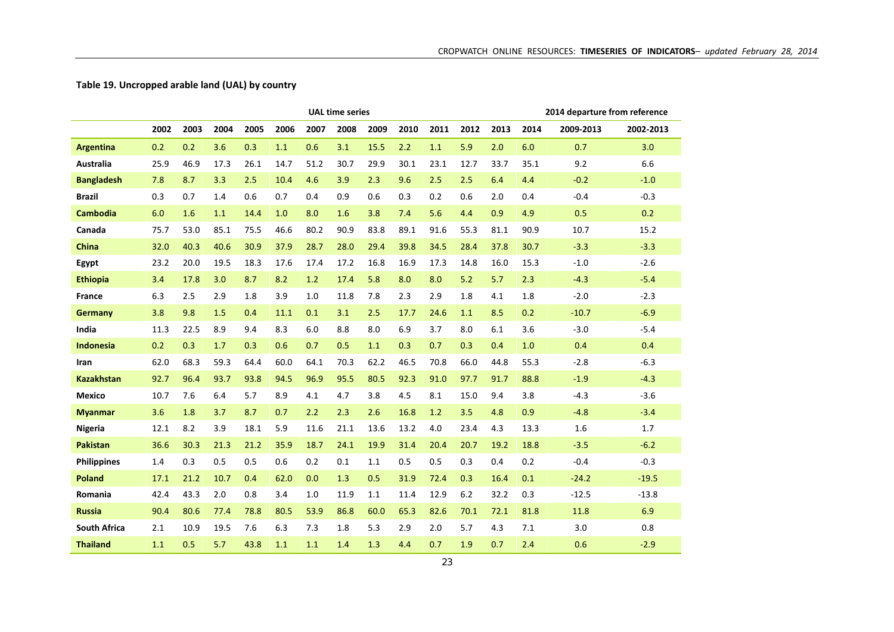**Table 19. Uncropped arable land (UAL) by country**

| | UAL time series | | | | | | | | | | | | | 2014 departure from reference | |
|---|---|---|---|---|---|---|---|---|---|---|---|---|---|---|---|
| | 2002 | 2003 | 2004 | 2005 | 2006 | 2007 | 2008 | 2009 | 2010 | 2011 | 2012 | 2013 | 2014 | 2009-2013 | 2002-2013 |
| **Argentina** | 0.2 | 0.2 | 3.6 | 0.3 | 1.1 | 0.6 | 3.1 | 15.5 | 2.2 | 1.1 | 5.9 | 2.0 | 6.0 | 0.7 | 3.0 |
| **Australia** | 25.9 | 46.9 | 17.3 | 26.1 | 14.7 | 51.2 | 30.7 | 29.9 | 30.1 | 23.1 | 12.7 | 33.7 | 35.1 | 9.2 | 6.6 |
| **Bangladesh** | 7.8 | 8.7 | 3.3 | 2.5 | 10.4 | 4.6 | 3.9 | 2.3 | 9.6 | 2.5 | 2.5 | 6.4 | 4.4 | -0.2 | -1.0 |
| **Brazil** | 0.3 | 0.7 | 1.4 | 0.6 | 0.7 | 0.4 | 0.9 | 0.6 | 0.3 | 0.2 | 0.6 | 2.0 | 0.4 | -0.4 | -0.3 |
| **Cambodia** | 6.0 | 1.6 | 1.1 | 14.4 | 1.0 | 8.0 | 1.6 | 3.8 | 7.4 | 5.6 | 4.4 | 0.9 | 4.9 | 0.5 | 0.2 |
| **Canada** | 75.7 | 53.0 | 85.1 | 75.5 | 46.6 | 80.2 | 90.9 | 83.8 | 89.1 | 91.6 | 55.3 | 81.1 | 90.9 | 10.7 | 15.2 |
| **China** | 32.0 | 40.3 | 40.6 | 30.9 | 37.9 | 28.7 | 28.0 | 29.4 | 39.8 | 34.5 | 28.4 | 37.8 | 30.7 | -3.3 | -3.3 |
| **Egypt** | 23.2 | 20.0 | 19.5 | 18.3 | 17.6 | 17.4 | 17.2 | 16.8 | 16.9 | 17.3 | 14.8 | 16.0 | 15.3 | -1.0 | -2.6 |
| **Ethiopia** | 3.4 | 17.8 | 3.0 | 8.7 | 8.2 | 1.2 | 17.4 | 5.8 | 8.0 | 8.0 | 5.2 | 5.7 | 2.3 | -4.3 | -5.4 |
| **France** | 6.3 | 2.5 | 2.9 | 1.8 | 3.9 | 1.0 | 11.8 | 7.8 | 2.3 | 2.9 | 1.8 | 4.1 | 1.8 | -2.0 | -2.3 |
| **Germany** | 3.8 | 9.8 | 1.5 | 0.4 | 11.1 | 0.1 | 3.1 | 2.5 | 17.7 | 24.6 | 1.1 | 8.5 | 0.2 | -10.7 | -6.9 |
| **India** | 11.3 | 22.5 | 8.9 | 9.4 | 8.3 | 6.0 | 8.8 | 8.0 | 6.9 | 3.7 | 8.0 | 6.1 | 3.6 | -3.0 | -5.4 |
| **Indonesia** | 0.2 | 0.3 | 1.7 | 0.3 | 0.6 | 0.7 | 0.5 | 1.1 | 0.3 | 0.7 | 0.3 | 0.4 | 1.0 | 0.4 | 0.4 |
| **Iran** | 62.0 | 68.3 | 59.3 | 64.4 | 60.0 | 64.1 | 70.3 | 62.2 | 46.5 | 70.8 | 66.0 | 44.8 | 55.3 | -2.8 | -6.3 |
| **Kazakhstan** | 92.7 | 96.4 | 93.7 | 93.8 | 94.5 | 96.9 | 95.5 | 80.5 | 92.3 | 91.0 | 97.7 | 91.7 | 88.8 | -1.9 | -4.3 |
| **Mexico** | 10.7 | 7.6 | 6.4 | 5.7 | 8.9 | 4.1 | 4.7 | 3.8 | 4.5 | 8.1 | 15.0 | 9.4 | 3.8 | -4.3 | -3.6 |
| **Myanmar** | 3.6 | 1.8 | 3.7 | 8.7 | 0.7 | 2.2 | 2.3 | 2.6 | 16.8 | 1.2 | 3.5 | 4.8 | 0.9 | -4.8 | -3.4 |
| **Nigeria** | 12.1 | 8.2 | 3.9 | 18.1 | 5.9 | 11.6 | 21.1 | 13.6 | 13.2 | 4.0 | 23.4 | 4.3 | 13.3 | 1.6 | 1.7 |
| **Pakistan** | 36.6 | 30.3 | 21.3 | 21.2 | 35.9 | 18.7 | 24.1 | 19.9 | 31.4 | 20.4 | 20.7 | 19.2 | 18.8 | -3.5 | -6.2 |
| **Philippines** | 1.4 | 0.3 | 0.5 | 0.5 | 0.6 | 0.2 | 0.1 | 1.1 | 0.5 | 0.5 | 0.3 | 0.4 | 0.2 | -0.4 | -0.3 |
| **Poland** | 17.1 | 21.2 | 10.7 | 0.4 | 62.0 | 0.0 | 1.3 | 0.5 | 31.9 | 72.4 | 0.3 | 16.4 | 0.1 | -24.2 | -19.5 |
| **Romania** | 42.4 | 43.3 | 2.0 | 0.8 | 3.4 | 1.0 | 11.9 | 1.1 | 11.4 | 12.9 | 6.2 | 32.2 | 0.3 | -12.5 | -13.8 |
| **Russia** | 90.4 | 80.6 | 77.4 | 78.8 | 80.5 | 53.9 | 86.8 | 60.0 | 65.3 | 82.6 | 70.1 | 72.1 | 81.8 | 11.8 | 6.9 |
| **South Africa** | 2.1 | 10.9 | 19.5 | 7.6 | 6.3 | 7.3 | 1.8 | 5.3 | 2.9 | 2.0 | 5.7 | 4.3 | 7.1 | 3.0 | 0.8 |
| **Thailand** | 1.1 | 0.5 | 5.7 | 43.8 | 1.1 | 1.1 | 1.4 | 1.3 | 4.4 | 0.7 | 1.9 | 0.7 | 2.4 | 0.6 | -2.9 |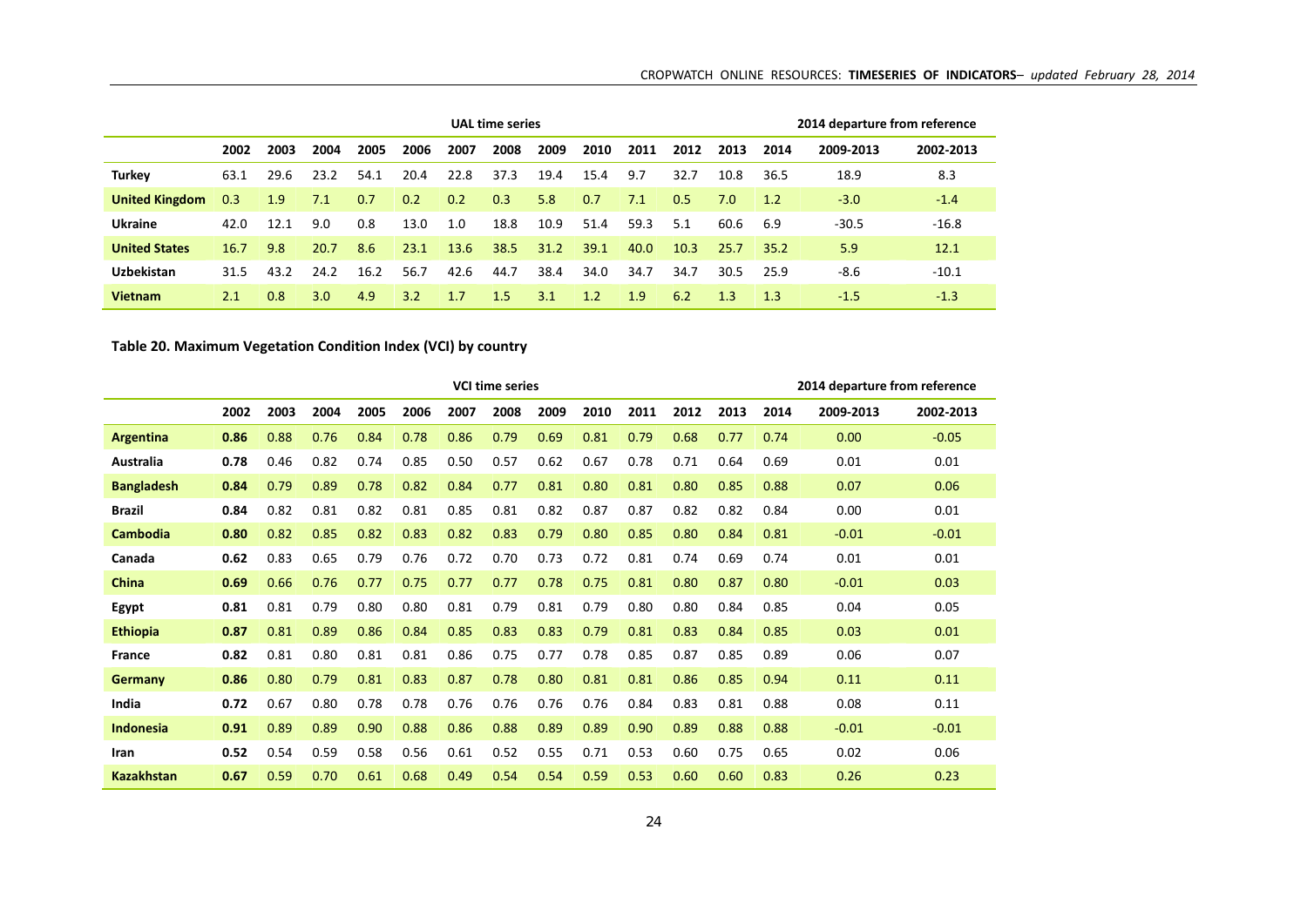| | UAL time series | | | | | | | | | | | | | 2014 departure from reference | |
|---|---|---|---|---|---|---|---|---|---|---|---|---|---|---|---|
| | 2002 | 2003 | 2004 | 2005 | 2006 | 2007 | 2008 | 2009 | 2010 | 2011 | 2012 | 2013 | 2014 | 2009-2013 | 2002-2013 |
| **Turkey** | 63.1 | 29.6 | 23.2 | 54.1 | 20.4 | 22.8 | 37.3 | 19.4 | 15.4 | 9.7 | 32.7 | 10.8 | 36.5 | 18.9 | 8.3 |
| **United Kingdom** | 0.3 | 1.9 | 7.1 | 0.7 | 0.2 | 0.2 | 0.3 | 5.8 | 0.7 | 7.1 | 0.5 | 7.0 | 1.2 | -3.0 | -1.4 |
| **Ukraine** | 42.0 | 12.1 | 9.0 | 0.8 | 13.0 | 1.0 | 18.8 | 10.9 | 51.4 | 59.3 | 5.1 | 60.6 | 6.9 | -30.5 | -16.8 |
| **United States** | 16.7 | 9.8 | 20.7 | 8.6 | 23.1 | 13.6 | 38.5 | 31.2 | 39.1 | 40.0 | 10.3 | 25.7 | 35.2 | 5.9 | 12.1 |
| **Uzbekistan** | 31.5 | 43.2 | 24.2 | 16.2 | 56.7 | 42.6 | 44.7 | 38.4 | 34.0 | 34.7 | 34.7 | 30.5 | 25.9 | -8.6 | -10.1 |
| **Vietnam** | 2.1 | 0.8 | 3.0 | 4.9 | 3.2 | 1.7 | 1.5 | 3.1 | 1.2 | 1.9 | 6.2 | 1.3 | 1.3 | -1.5 | -1.3 |

**Table 20. Maximum Vegetation Condition Index (VCI) by country**

| | VCI time series | | | | | | | | | | | | | 2014 departure from reference | |
|---|---|---|---|---|---|---|---|---|---|---|---|---|---|---|---|
| | 2002 | 2003 | 2004 | 2005 | 2006 | 2007 | 2008 | 2009 | 2010 | 2011 | 2012 | 2013 | 2014 | 2009-2013 | 2002-2013 |
| **Argentina** | **0.86** | 0.88 | 0.76 | 0.84 | 0.78 | 0.86 | 0.79 | 0.69 | 0.81 | 0.79 | 0.68 | 0.77 | 0.74 | 0.00 | -0.05 |
| **Australia** | **0.78** | 0.46 | 0.82 | 0.74 | 0.85 | 0.50 | 0.57 | 0.62 | 0.67 | 0.78 | 0.71 | 0.64 | 0.69 | 0.01 | 0.01 |
| **Bangladesh** | **0.84** | 0.79 | 0.89 | 0.78 | 0.82 | 0.84 | 0.77 | 0.81 | 0.80 | 0.81 | 0.80 | 0.85 | 0.88 | 0.07 | 0.06 |
| **Brazil** | **0.84** | 0.82 | 0.81 | 0.82 | 0.81 | 0.85 | 0.81 | 0.82 | 0.87 | 0.87 | 0.82 | 0.82 | 0.84 | 0.00 | 0.01 |
| **Cambodia** | **0.80** | 0.82 | 0.85 | 0.82 | 0.83 | 0.82 | 0.83 | 0.79 | 0.80 | 0.85 | 0.80 | 0.84 | 0.81 | -0.01 | -0.01 |
| **Canada** | **0.62** | 0.83 | 0.65 | 0.79 | 0.76 | 0.72 | 0.70 | 0.73 | 0.72 | 0.81 | 0.74 | 0.69 | 0.74 | 0.01 | 0.01 |
| **China** | **0.69** | 0.66 | 0.76 | 0.77 | 0.75 | 0.77 | 0.77 | 0.78 | 0.75 | 0.81 | 0.80 | 0.87 | 0.80 | -0.01 | 0.03 |
| **Egypt** | **0.81** | 0.81 | 0.79 | 0.80 | 0.80 | 0.81 | 0.79 | 0.81 | 0.79 | 0.80 | 0.80 | 0.84 | 0.85 | 0.04 | 0.05 |
| **Ethiopia** | **0.87** | 0.81 | 0.89 | 0.86 | 0.84 | 0.85 | 0.83 | 0.83 | 0.79 | 0.81 | 0.83 | 0.84 | 0.85 | 0.03 | 0.01 |
| **France** | **0.82** | 0.81 | 0.80 | 0.81 | 0.81 | 0.86 | 0.75 | 0.77 | 0.78 | 0.85 | 0.87 | 0.85 | 0.89 | 0.06 | 0.07 |
| **Germany** | **0.86** | 0.80 | 0.79 | 0.81 | 0.83 | 0.87 | 0.78 | 0.80 | 0.81 | 0.81 | 0.86 | 0.85 | 0.94 | 0.11 | 0.11 |
| **India** | **0.72** | 0.67 | 0.80 | 0.78 | 0.78 | 0.76 | 0.76 | 0.76 | 0.76 | 0.84 | 0.83 | 0.81 | 0.88 | 0.08 | 0.11 |
| **Indonesia** | **0.91** | 0.89 | 0.89 | 0.90 | 0.88 | 0.86 | 0.88 | 0.89 | 0.89 | 0.90 | 0.89 | 0.88 | 0.88 | -0.01 | -0.01 |
| **Iran** | **0.52** | 0.54 | 0.59 | 0.58 | 0.56 | 0.61 | 0.52 | 0.55 | 0.71 | 0.53 | 0.60 | 0.75 | 0.65 | 0.02 | 0.06 |
| **Kazakhstan** | **0.67** | 0.59 | 0.70 | 0.61 | 0.68 | 0.49 | 0.54 | 0.54 | 0.59 | 0.53 | 0.60 | 0.60 | 0.83 | 0.26 | 0.23 |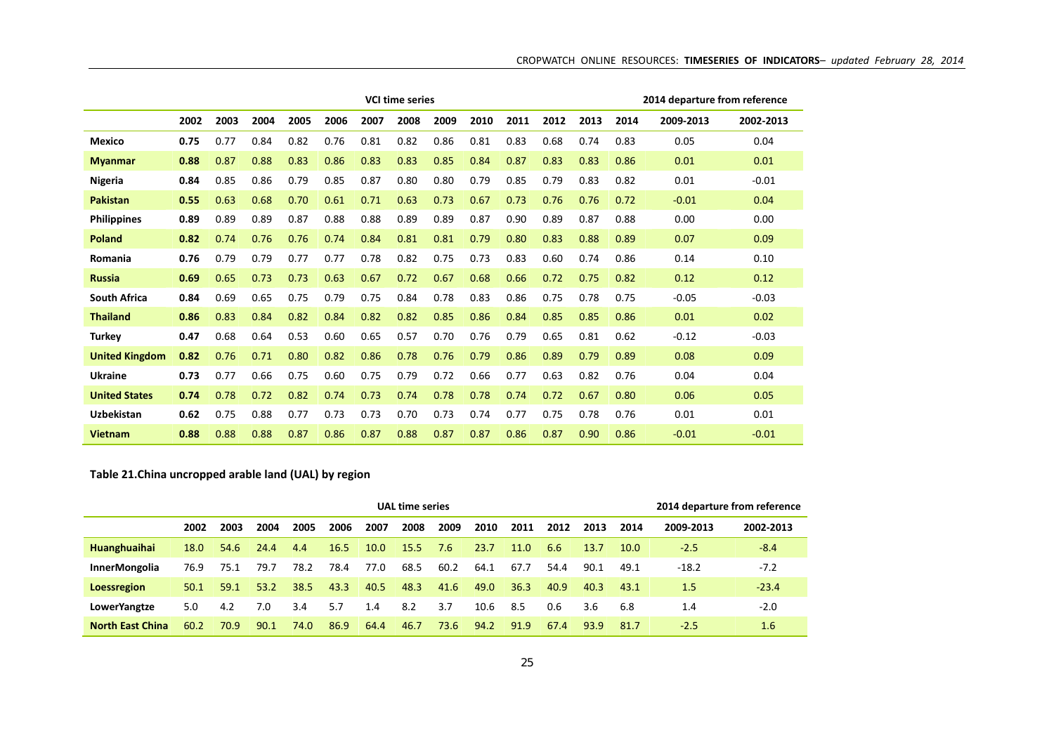| | VCI time series | | | | | | | | | | | | | 2014 departure from reference | |
|---|---|---|---|---|---|---|---|---|---|---|---|---|---|---|---|
| | 2002 | 2003 | 2004 | 2005 | 2006 | 2007 | 2008 | 2009 | 2010 | 2011 | 2012 | 2013 | 2014 | 2009-2013 | 2002-2013 |
| **Mexico** | **0.75** | 0.77 | 0.84 | 0.82 | 0.76 | 0.81 | 0.82 | 0.86 | 0.81 | 0.83 | 0.68 | 0.74 | 0.83 | 0.05 | 0.04 |
| **Myanmar** | **0.88** | 0.87 | 0.88 | 0.83 | 0.86 | 0.83 | 0.83 | 0.85 | 0.84 | 0.87 | 0.83 | 0.83 | 0.86 | 0.01 | 0.01 |
| **Nigeria** | **0.84** | 0.85 | 0.86 | 0.79 | 0.85 | 0.87 | 0.80 | 0.80 | 0.79 | 0.85 | 0.79 | 0.83 | 0.82 | 0.01 | -0.01 |
| **Pakistan** | **0.55** | 0.63 | 0.68 | 0.70 | 0.61 | 0.71 | 0.63 | 0.73 | 0.67 | 0.73 | 0.76 | 0.76 | 0.72 | -0.01 | 0.04 |
| **Philippines** | **0.89** | 0.89 | 0.89 | 0.87 | 0.88 | 0.88 | 0.89 | 0.89 | 0.87 | 0.90 | 0.89 | 0.87 | 0.88 | 0.00 | 0.00 |
| **Poland** | **0.82** | 0.74 | 0.76 | 0.76 | 0.74 | 0.84 | 0.81 | 0.81 | 0.79 | 0.80 | 0.83 | 0.88 | 0.89 | 0.07 | 0.09 |
| **Romania** | **0.76** | 0.79 | 0.79 | 0.77 | 0.77 | 0.78 | 0.82 | 0.75 | 0.73 | 0.83 | 0.60 | 0.74 | 0.86 | 0.14 | 0.10 |
| **Russia** | **0.69** | 0.65 | 0.73 | 0.73 | 0.63 | 0.67 | 0.72 | 0.67 | 0.68 | 0.66 | 0.72 | 0.75 | 0.82 | 0.12 | 0.12 |
| **South Africa** | **0.84** | 0.69 | 0.65 | 0.75 | 0.79 | 0.75 | 0.84 | 0.78 | 0.83 | 0.86 | 0.75 | 0.78 | 0.75 | -0.05 | -0.03 |
| **Thailand** | **0.86** | 0.83 | 0.84 | 0.82 | 0.84 | 0.82 | 0.82 | 0.85 | 0.86 | 0.84 | 0.85 | 0.85 | 0.86 | 0.01 | 0.02 |
| **Turkey** | **0.47** | 0.68 | 0.64 | 0.53 | 0.60 | 0.65 | 0.57 | 0.70 | 0.76 | 0.79 | 0.65 | 0.81 | 0.62 | -0.12 | -0.03 |
| **United Kingdom** | **0.82** | 0.76 | 0.71 | 0.80 | 0.82 | 0.86 | 0.78 | 0.76 | 0.79 | 0.86 | 0.89 | 0.79 | 0.89 | 0.08 | 0.09 |
| **Ukraine** | **0.73** | 0.77 | 0.66 | 0.75 | 0.60 | 0.75 | 0.79 | 0.72 | 0.66 | 0.77 | 0.63 | 0.82 | 0.76 | 0.04 | 0.04 |
| **United States** | **0.74** | 0.78 | 0.72 | 0.82 | 0.74 | 0.73 | 0.74 | 0.78 | 0.78 | 0.74 | 0.72 | 0.67 | 0.80 | 0.06 | 0.05 |
| **Uzbekistan** | **0.62** | 0.75 | 0.88 | 0.77 | 0.73 | 0.73 | 0.70 | 0.73 | 0.74 | 0.77 | 0.75 | 0.78 | 0.76 | 0.01 | 0.01 |
| **Vietnam** | **0.88** | 0.88 | 0.88 | 0.87 | 0.86 | 0.87 | 0.88 | 0.87 | 0.87 | 0.86 | 0.87 | 0.90 | 0.86 | -0.01 | -0.01 |

**Table 21.China uncropped arable land (UAL) by region**

| | UAL time series | | | | | | | | | | | | | 2014 departure from reference | |
|---|---|---|---|---|---|---|---|---|---|---|---|---|---|---|---|
| | 2002 | 2003 | 2004 | 2005 | 2006 | 2007 | 2008 | 2009 | 2010 | 2011 | 2012 | 2013 | 2014 | 2009-2013 | 2002-2013 |
| **Huanghuaihai** | 18.0 | 54.6 | 24.4 | 4.4 | 16.5 | 10.0 | 15.5 | 7.6 | 23.7 | 11.0 | 6.6 | 13.7 | 10.0 | -2.5 | -8.4 |
| **InnerMongolia** | 76.9 | 75.1 | 79.7 | 78.2 | 78.4 | 77.0 | 68.5 | 60.2 | 64.1 | 67.7 | 54.4 | 90.1 | 49.1 | -18.2 | -7.2 |
| **Loessregion** | 50.1 | 59.1 | 53.2 | 38.5 | 43.3 | 40.5 | 48.3 | 41.6 | 49.0 | 36.3 | 40.9 | 40.3 | 43.1 | 1.5 | -23.4 |
| **LowerYangtze** | 5.0 | 4.2 | 7.0 | 3.4 | 5.7 | 1.4 | 8.2 | 3.7 | 10.6 | 8.5 | 0.6 | 3.6 | 6.8 | 1.4 | -2.0 |
| **North East China** | 60.2 | 70.9 | 90.1 | 74.0 | 86.9 | 64.4 | 46.7 | 73.6 | 94.2 | 91.9 | 67.4 | 93.9 | 81.7 | -2.5 | 1.6 |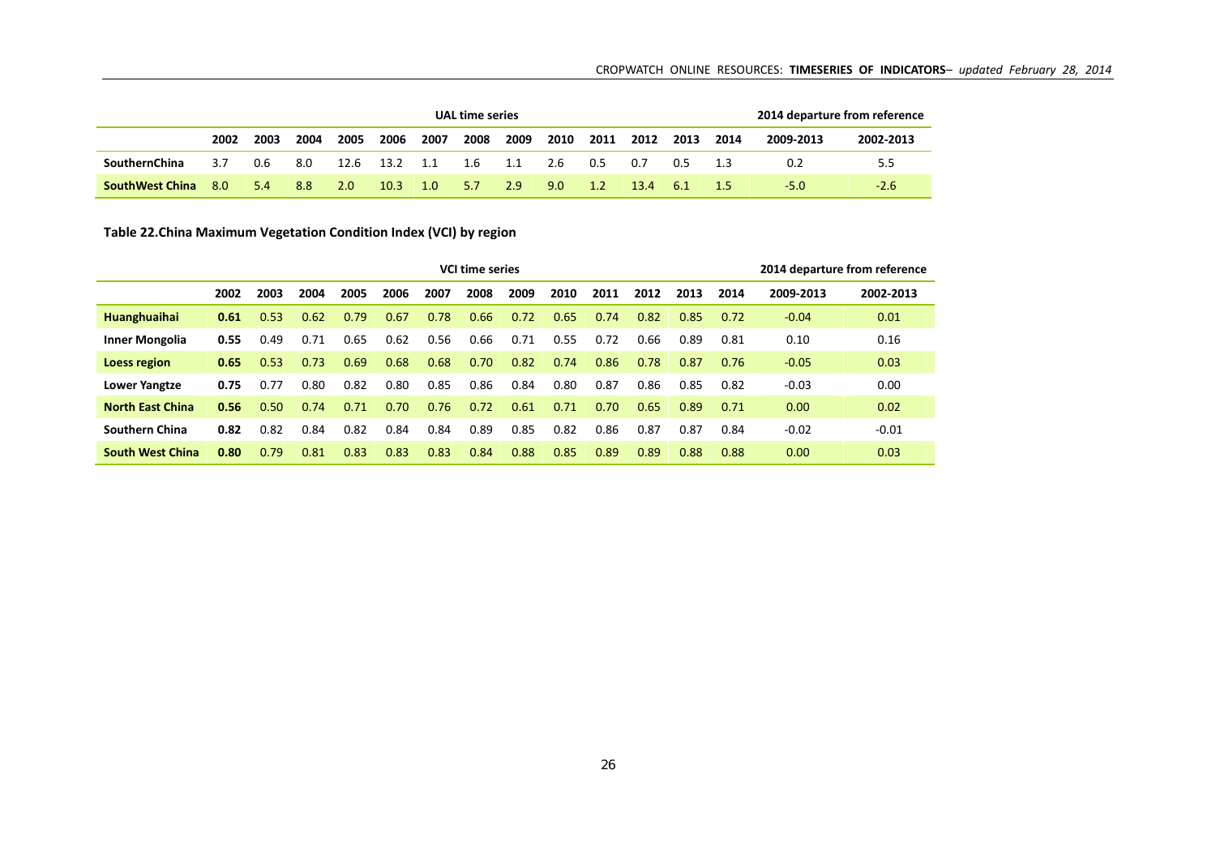| | UAL time series | | | | | | | | | | | | | 2014 departure from reference | |
|---|---|---|---|---|---|---|---|---|---|---|---|---|---|---|---|
| | 2002 | 2003 | 2004 | 2005 | 2006 | 2007 | 2008 | 2009 | 2010 | 2011 | 2012 | 2013 | 2014 | 2009-2013 | 2002-2013 |
| SouthernChina | 3.7 | 0.6 | 8.0 | 12.6 | 13.2 | 1.1 | 1.6 | 1.1 | 2.6 | 0.5 | 0.7 | 0.5 | 1.3 | 0.2 | 5.5 |
| SouthWest China | 8.0 | 5.4 | 8.8 | 2.0 | 10.3 | 1.0 | 5.7 | 2.9 | 9.0 | 1.2 | 13.4 | 6.1 | 1.5 | -5.0 | -2.6 |

**Table 22.China Maximum Vegetation Condition Index (VCI) by region**

| | VCI time series | | | | | | | | | | | | | 2014 departure from reference | |
|---|---|---|---|---|---|---|---|---|---|---|---|---|---|---|---|
| | 2002 | 2003 | 2004 | 2005 | 2006 | 2007 | 2008 | 2009 | 2010 | 2011 | 2012 | 2013 | 2014 | 2009-2013 | 2002-2013 |
| Huanghuaihai | 0.61 | 0.53 | 0.62 | 0.79 | 0.67 | 0.78 | 0.66 | 0.72 | 0.65 | 0.74 | 0.82 | 0.85 | 0.72 | -0.04 | 0.01 |
| Inner Mongolia | 0.55 | 0.49 | 0.71 | 0.65 | 0.62 | 0.56 | 0.66 | 0.71 | 0.55 | 0.72 | 0.66 | 0.89 | 0.81 | 0.10 | 0.16 |
| Loess region | 0.65 | 0.53 | 0.73 | 0.69 | 0.68 | 0.68 | 0.70 | 0.82 | 0.74 | 0.86 | 0.78 | 0.87 | 0.76 | -0.05 | 0.03 |
| Lower Yangtze | 0.75 | 0.77 | 0.80 | 0.82 | 0.80 | 0.85 | 0.86 | 0.84 | 0.80 | 0.87 | 0.86 | 0.85 | 0.82 | -0.03 | 0.00 |
| North East China | 0.56 | 0.50 | 0.74 | 0.71 | 0.70 | 0.76 | 0.72 | 0.61 | 0.71 | 0.70 | 0.65 | 0.89 | 0.71 | 0.00 | 0.02 |
| Southern China | 0.82 | 0.82 | 0.84 | 0.82 | 0.84 | 0.84 | 0.89 | 0.85 | 0.82 | 0.86 | 0.87 | 0.87 | 0.84 | -0.02 | -0.01 |
| South West China | 0.80 | 0.79 | 0.81 | 0.83 | 0.83 | 0.83 | 0.84 | 0.88 | 0.85 | 0.89 | 0.89 | 0.88 | 0.88 | 0.00 | 0.03 |